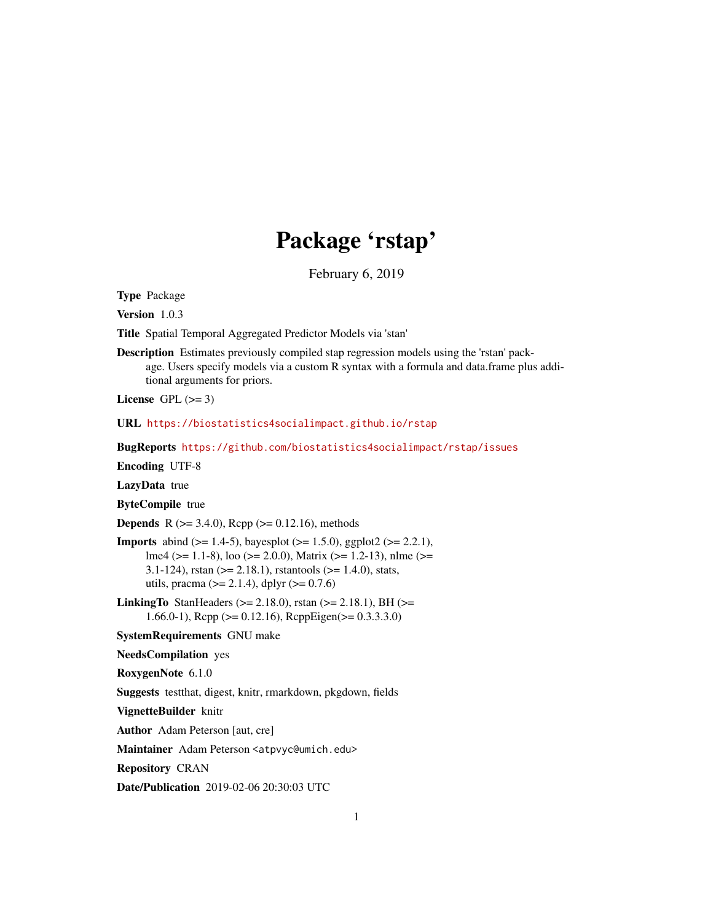# Package 'rstap'

February 6, 2019

**Type** Package

**Version** 1.0.3

**Title** Spatial Temporal Aggregated Predictor Models via 'stan'

**Description** Estimates previously compiled stap regression models using the 'rstan' package. Users specify models via a custom R syntax with a formula and data.frame plus additional arguments for priors.

**License** GPL (>= 3)

**URL** https://biostatistics4socialimpact.github.io/rstap

**BugReports** https://github.com/biostatistics4socialimpact/rstap/issues

**Encoding** UTF-8

**LazyData** true

**ByteCompile** true

**Depends** R (>= 3.4.0), Rcpp (>= 0.12.16), methods

**Imports** abind (>= 1.4-5), bayesplot (>= 1.5.0), ggplot2 (>= 2.2.1), lme4 (>= 1.1-8), loo (>= 2.0.0), Matrix (>= 1.2-13), nlme (>= 3.1-124), rstan (>= 2.18.1), rstantools (>= 1.4.0), stats, utils, pracma (>= 2.1.4), dplyr (>= 0.7.6)

**LinkingTo** StanHeaders (>= 2.18.0), rstan (>= 2.18.1), BH (>= 1.66.0-1), Rcpp (>= 0.12.16), RcppEigen(>= 0.3.3.3.0)

**SystemRequirements** GNU make

**NeedsCompilation** yes

**RoxygenNote** 6.1.0

**Suggests** testthat, digest, knitr, rmarkdown, pkgdown, fields

**VignetteBuilder** knitr

**Author** Adam Peterson [aut, cre]

**Maintainer** Adam Peterson <atpvyc@umich.edu>

**Repository** CRAN

**Date/Publication** 2019-02-06 20:30:03 UTC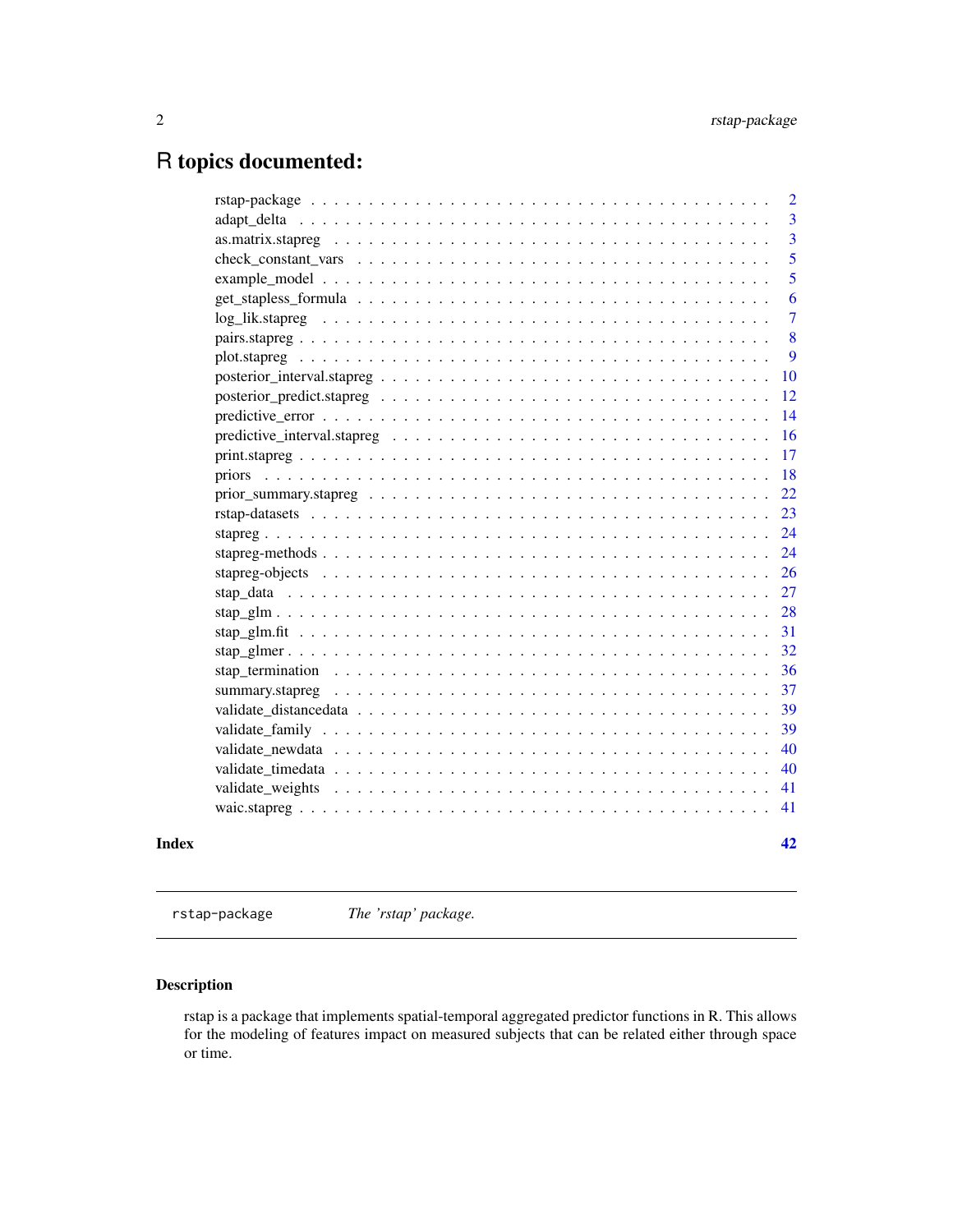# R topics documented:

| | |
|---|---|
| rstap-package | 2 |
| adapt_delta | 3 |
| as.matrix.stapreg | 3 |
| check_constant_vars | 5 |
| example_model | 5 |
| get_stapless_formula | 6 |
| log_lik.stapreg | 7 |
| pairs.stapreg | 8 |
| plot.stapreg | 9 |
| posterior_interval.stapreg | 10 |
| posterior_predict.stapreg | 12 |
| predictive_error | 14 |
| predictive_interval.stapreg | 16 |
| print.stapreg | 17 |
| priors | 18 |
| prior_summary.stapreg | 22 |
| rstap-datasets | 23 |
| stapreg | 24 |
| stapreg-methods | 24 |
| stapreg-objects | 26 |
| stap_data | 27 |
| stap_glm | 28 |
| stap_glm.fit | 31 |
| stap_glmer | 32 |
| stap_termination | 36 |
| summary.stapreg | 37 |
| validate_distancedata | 39 |
| validate_family | 39 |
| validate_newdata | 40 |
| validate_timedata | 40 |
| validate_weights | 41 |
| waic.stapreg | 41 |

**Index** **42**

---

`rstap-package` *The 'rstap' package.*

---

### Description

rstap is a package that implements spatial-temporal aggregated predictor functions in R. This allows for the modeling of features impact on measured subjects that can be related either through space or time.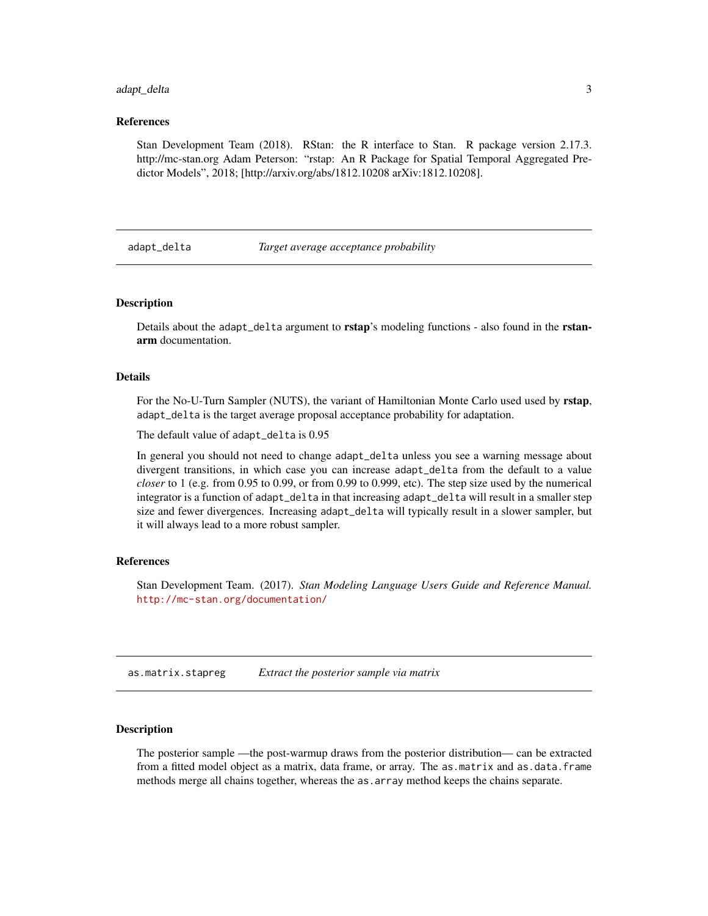### References

Stan Development Team (2018). RStan: the R interface to Stan. R package version 2.17.3. http://mc-stan.org Adam Peterson: "rstap: An R Package for Spatial Temporal Aggregated Predictor Models", 2018; [http://arxiv.org/abs/1812.10208 arXiv:1812.10208].

---

## adapt_delta — *Target average acceptance probability*

### Description

Details about the adapt_delta argument to **rstap**'s modeling functions - also found in the **rstanarm** documentation.

### Details

For the No-U-Turn Sampler (NUTS), the variant of Hamiltonian Monte Carlo used used by **rstap**, adapt_delta is the target average proposal acceptance probability for adaptation.

The default value of adapt_delta is 0.95

In general you should not need to change adapt_delta unless you see a warning message about divergent transitions, in which case you can increase adapt_delta from the default to a value *closer* to 1 (e.g. from 0.95 to 0.99, or from 0.99 to 0.999, etc). The step size used by the numerical integrator is a function of adapt_delta in that increasing adapt_delta will result in a smaller step size and fewer divergences. Increasing adapt_delta will typically result in a slower sampler, but it will always lead to a more robust sampler.

### References

Stan Development Team. (2017). *Stan Modeling Language Users Guide and Reference Manual.* http://mc-stan.org/documentation/

---

## as.matrix.stapreg — *Extract the posterior sample via matrix*

### Description

The posterior sample —the post-warmup draws from the posterior distribution— can be extracted from a fitted model object as a matrix, data frame, or array. The as.matrix and as.data.frame methods merge all chains together, whereas the as.array method keeps the chains separate.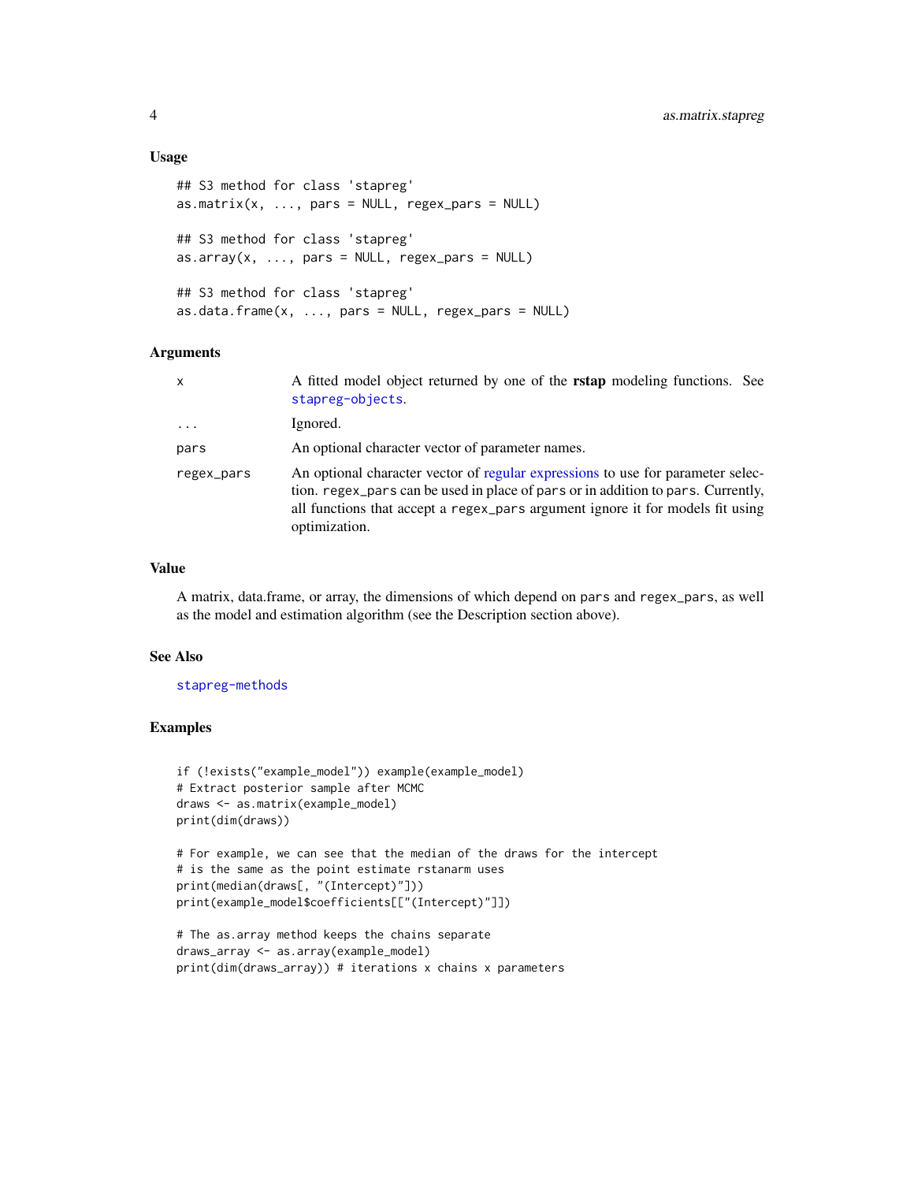### Usage

```
## S3 method for class 'stapreg'
as.matrix(x, ..., pars = NULL, regex_pars = NULL)

## S3 method for class 'stapreg'
as.array(x, ..., pars = NULL, regex_pars = NULL)

## S3 method for class 'stapreg'
as.data.frame(x, ..., pars = NULL, regex_pars = NULL)
```

### Arguments

| | |
|---|---|
| x | A fitted model object returned by one of the **rstap** modeling functions. See stapreg-objects. |
| ... | Ignored. |
| pars | An optional character vector of parameter names. |
| regex_pars | An optional character vector of regular expressions to use for parameter selection. regex_pars can be used in place of pars or in addition to pars. Currently, all functions that accept a regex_pars argument ignore it for models fit using optimization. |

### Value

A matrix, data.frame, or array, the dimensions of which depend on pars and regex_pars, as well as the model and estimation algorithm (see the Description section above).

### See Also

stapreg-methods

### Examples

```
if (!exists("example_model")) example(example_model)
# Extract posterior sample after MCMC
draws <- as.matrix(example_model)
print(dim(draws))

# For example, we can see that the median of the draws for the intercept
# is the same as the point estimate rstanarm uses
print(median(draws[, "(Intercept)"]))
print(example_model$coefficients[["(Intercept)"]])

# The as.array method keeps the chains separate
draws_array <- as.array(example_model)
print(dim(draws_array)) # iterations x chains x parameters
```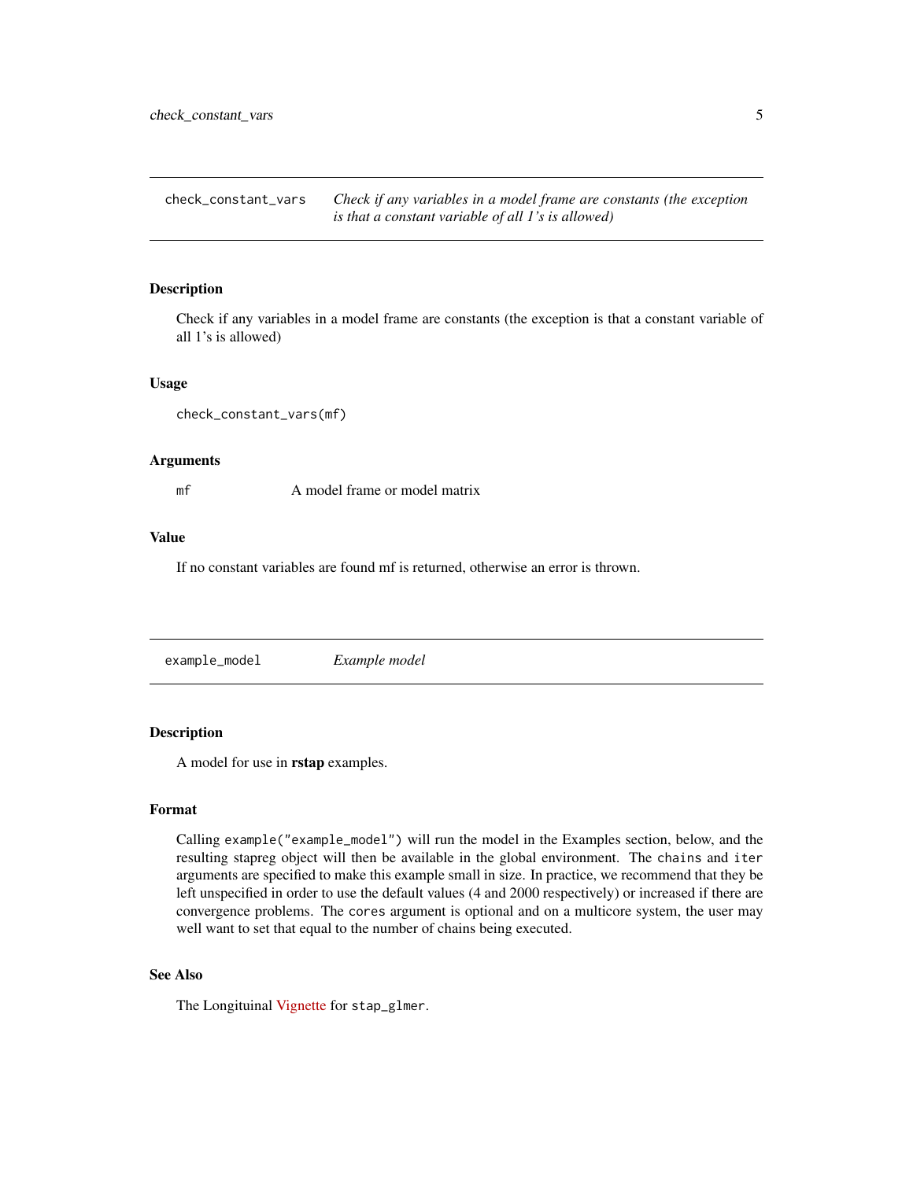## check_constant_vars

*Check if any variables in a model frame are constants (the exception is that a constant variable of all 1's is allowed)*

### Description

Check if any variables in a model frame are constants (the exception is that a constant variable of all 1's is allowed)

### Usage

```
check_constant_vars(mf)
```

### Arguments

| | |
|---|---|
| `mf` | A model frame or model matrix |

### Value

If no constant variables are found mf is returned, otherwise an error is thrown.

## example_model

*Example model*

### Description

A model for use in **rstap** examples.

### Format

Calling `example("example_model")` will run the model in the Examples section, below, and the resulting stapreg object will then be available in the global environment. The `chains` and `iter` arguments are specified to make this example small in size. In practice, we recommend that they be left unspecified in order to use the default values (4 and 2000 respectively) or increased if there are convergence problems. The `cores` argument is optional and on a multicore system, the user may well want to set that equal to the number of chains being executed.

### See Also

The Longituinal Vignette for `stap_glmer`.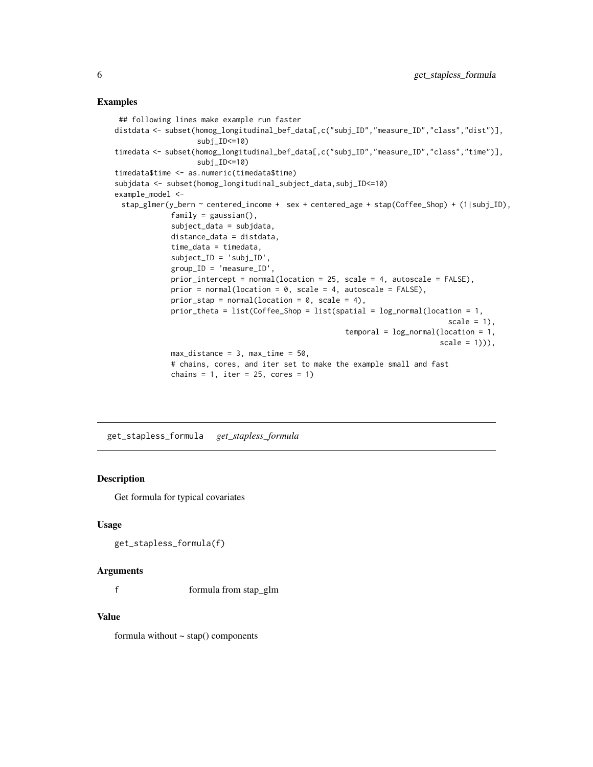## Examples

```
 ## following lines make example run faster
distdata <- subset(homog_longitudinal_bef_data[,c("subj_ID","measure_ID","class","dist")],
                   subj_ID<=10)
timedata <- subset(homog_longitudinal_bef_data[,c("subj_ID","measure_ID","class","time")],
                   subj_ID<=10)
timedata$time <- as.numeric(timedata$time)
subjdata <- subset(homog_longitudinal_subject_data,subj_ID<=10)
example_model <-
  stap_glmer(y_bern ~ centered_income +  sex + centered_age + stap(Coffee_Shop) + (1|subj_ID),
             family = gaussian(),
             subject_data = subjdata,
             distance_data = distdata,
             time_data = timedata,
             subject_ID = 'subj_ID',
             group_ID = 'measure_ID',
             prior_intercept = normal(location = 25, scale = 4, autoscale = FALSE),
             prior = normal(location = 0, scale = 4, autoscale = FALSE),
             prior_stap = normal(location = 0, scale = 4),
             prior_theta = list(Coffee_Shop = list(spatial = log_normal(location = 1,
                                                                         scale = 1),
                                                   temporal = log_normal(location = 1,
                                                                         scale = 1))),
             max_distance = 3, max_time = 50,
             # chains, cores, and iter set to make the example small and fast
             chains = 1, iter = 25, cores = 1)
```

---

# get_stapless_formula *get_stapless_formula*

## Description

Get formula for typical covariates

## Usage

```
get_stapless_formula(f)
```

## Arguments

| | |
|---|---|
| f | formula from stap_glm |

## Value

formula without ~ stap() components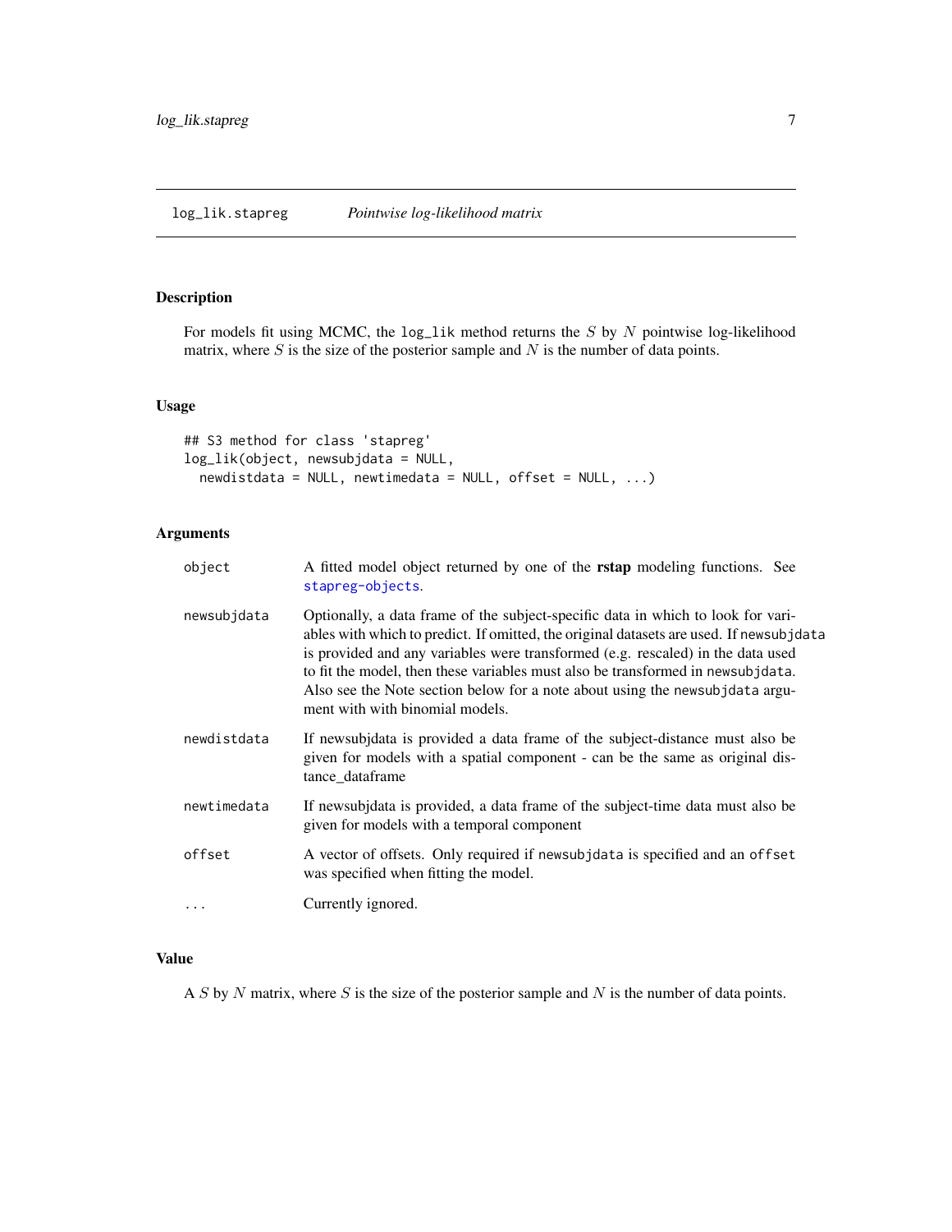# log_lik.stapreg *Pointwise log-likelihood matrix*

## Description

For models fit using MCMC, the `log_lik` method returns the $S$ by $N$ pointwise log-likelihood matrix, where $S$ is the size of the posterior sample and $N$ is the number of data points.

## Usage

```
## S3 method for class 'stapreg'
log_lik(object, newsubjdata = NULL,
  newdistdata = NULL, newtimedata = NULL, offset = NULL, ...)
```

## Arguments

| | |
|---|---|
| `object` | A fitted model object returned by one of the **rstap** modeling functions. See `stapreg-objects`. |
| `newsubjdata` | Optionally, a data frame of the subject-specific data in which to look for variables with which to predict. If omitted, the original datasets are used. If `newsubjdata` is provided and any variables were transformed (e.g. rescaled) in the data used to fit the model, then these variables must also be transformed in `newsubjdata`. Also see the Note section below for a note about using the `newsubjdata` argument with with binomial models. |
| `newdistdata` | If newsubjdata is provided a data frame of the subject-distance must also be given for models with a spatial component - can be the same as original distance_dataframe |
| `newtimedata` | If newsubjdata is provided, a data frame of the subject-time data must also be given for models with a temporal component |
| `offset` | A vector of offsets. Only required if `newsubjdata` is specified and an `offset` was specified when fitting the model. |
| `...` | Currently ignored. |

## Value

A $S$ by $N$ matrix, where $S$ is the size of the posterior sample and $N$ is the number of data points.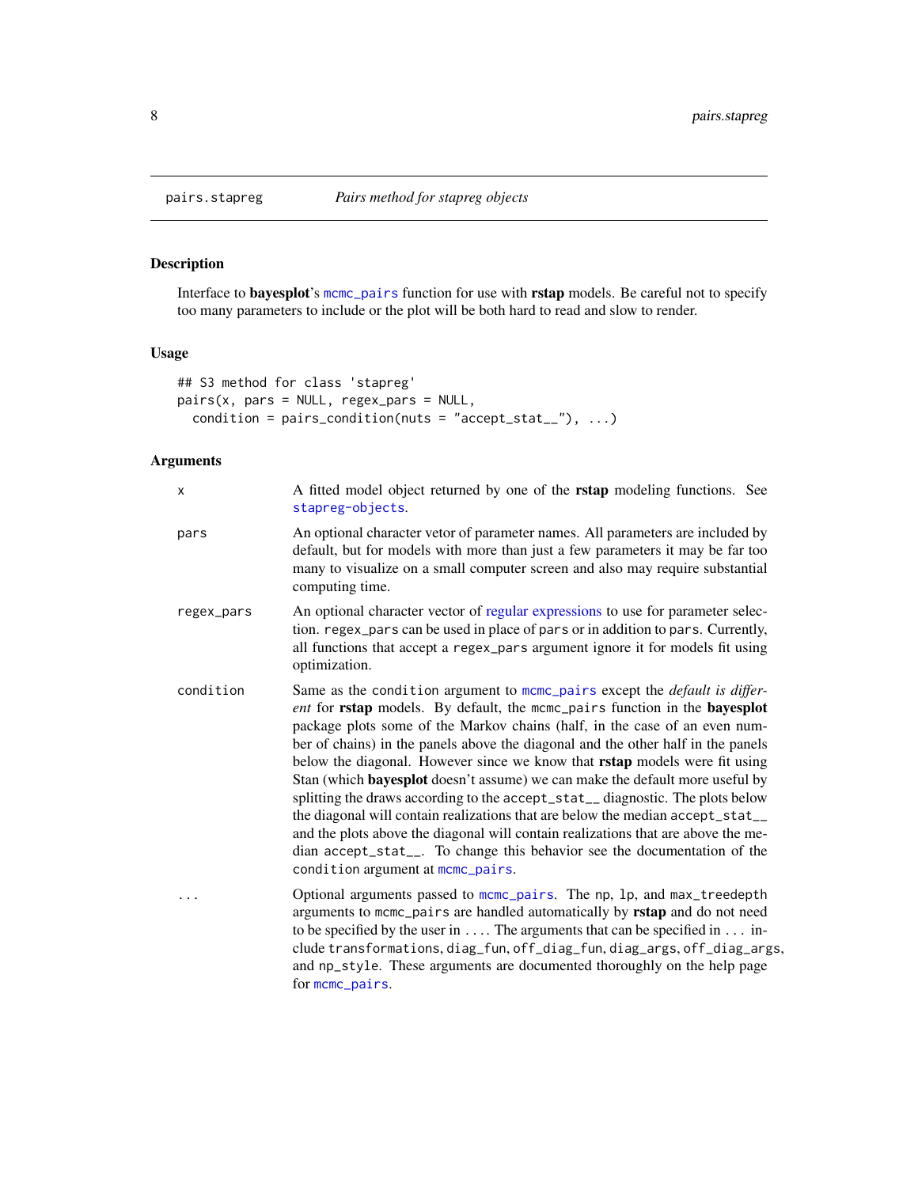pairs.stapreg *Pairs method for stapreg objects*

## Description

Interface to **bayesplot**'s mcmc_pairs function for use with **rstap** models. Be careful not to specify too many parameters to include or the plot will be both hard to read and slow to render.

## Usage

```
## S3 method for class 'stapreg'
pairs(x, pars = NULL, regex_pars = NULL,
  condition = pairs_condition(nuts = "accept_stat__"), ...)
```

## Arguments

| | |
|---|---|
| x | A fitted model object returned by one of the **rstap** modeling functions. See stapreg-objects. |
| pars | An optional character vetor of parameter names. All parameters are included by default, but for models with more than just a few parameters it may be far too many to visualize on a small computer screen and also may require substantial computing time. |
| regex_pars | An optional character vector of regular expressions to use for parameter selection. regex_pars can be used in place of pars or in addition to pars. Currently, all functions that accept a regex_pars argument ignore it for models fit using optimization. |
| condition | Same as the condition argument to mcmc_pairs except the *default is different* for **rstap** models. By default, the mcmc_pairs function in the **bayesplot** package plots some of the Markov chains (half, in the case of an even number of chains) in the panels above the diagonal and the other half in the panels below the diagonal. However since we know that **rstap** models were fit using Stan (which **bayesplot** doesn't assume) we can make the default more useful by splitting the draws according to the accept_stat__ diagnostic. The plots below the diagonal will contain realizations that are below the median accept_stat__ and the plots above the diagonal will contain realizations that are above the median accept_stat__. To change this behavior see the documentation of the condition argument at mcmc_pairs. |
| ... | Optional arguments passed to mcmc_pairs. The np, lp, and max_treedepth arguments to mcmc_pairs are handled automatically by **rstap** and do not need to be specified by the user in .... The arguments that can be specified in ... include transformations, diag_fun, off_diag_fun, diag_args, off_diag_args, and np_style. These arguments are documented thoroughly on the help page for mcmc_pairs. |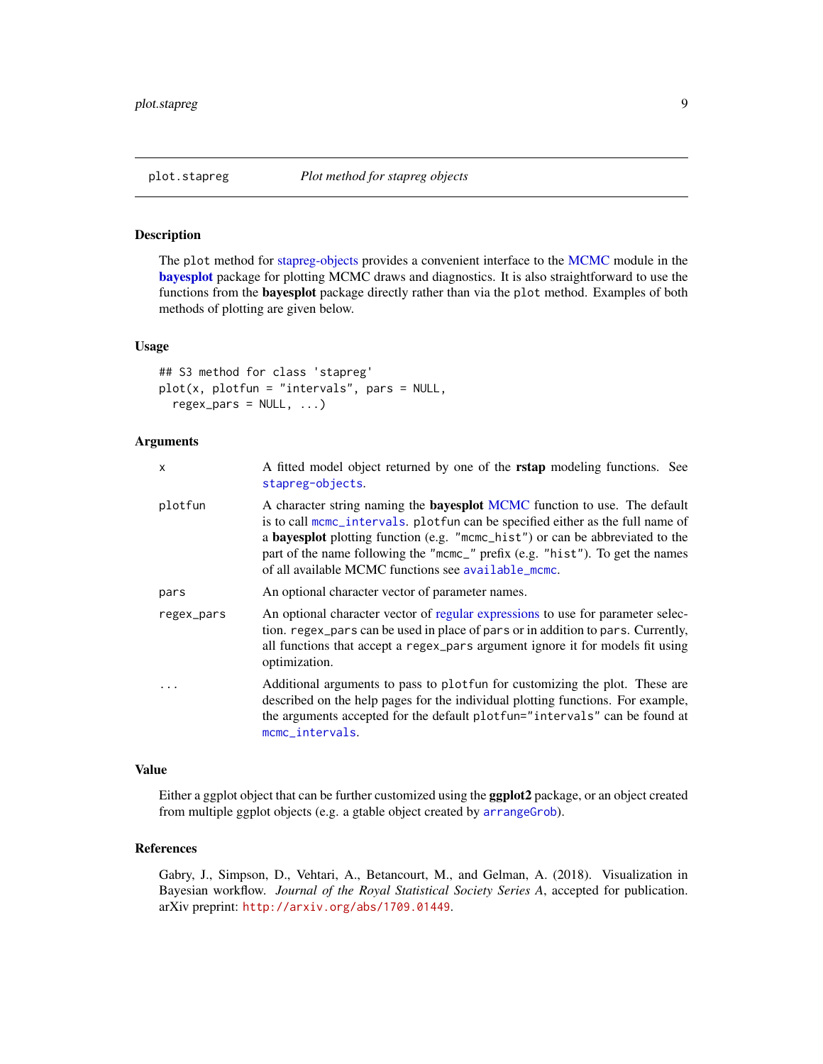# plot.stapreg — *Plot method for stapreg objects*

## Description

The `plot` method for stapreg-objects provides a convenient interface to the MCMC module in the **bayesplot** package for plotting MCMC draws and diagnostics. It is also straightforward to use the functions from the **bayesplot** package directly rather than via the `plot` method. Examples of both methods of plotting are given below.

## Usage

```
## S3 method for class 'stapreg'
plot(x, plotfun = "intervals", pars = NULL,
  regex_pars = NULL, ...)
```

## Arguments

| | |
|---|---|
| `x` | A fitted model object returned by one of the **rstap** modeling functions. See `stapreg-objects`. |
| `plotfun` | A character string naming the **bayesplot** MCMC function to use. The default is to call `mcmc_intervals`. `plotfun` can be specified either as the full name of a **bayesplot** plotting function (e.g. `"mcmc_hist"`) or can be abbreviated to the part of the name following the `"mcmc_"` prefix (e.g. `"hist"`). To get the names of all available MCMC functions see `available_mcmc`. |
| `pars` | An optional character vector of parameter names. |
| `regex_pars` | An optional character vector of regular expressions to use for parameter selection. `regex_pars` can be used in place of `pars` or in addition to `pars`. Currently, all functions that accept a `regex_pars` argument ignore it for models fit using optimization. |
| `...` | Additional arguments to pass to `plotfun` for customizing the plot. These are described on the help pages for the individual plotting functions. For example, the arguments accepted for the default `plotfun="intervals"` can be found at `mcmc_intervals`. |

## Value

Either a ggplot object that can be further customized using the **ggplot2** package, or an object created from multiple ggplot objects (e.g. a gtable object created by `arrangeGrob`).

## References

Gabry, J., Simpson, D., Vehtari, A., Betancourt, M., and Gelman, A. (2018). Visualization in Bayesian workflow. *Journal of the Royal Statistical Society Series A*, accepted for publication. arXiv preprint: http://arxiv.org/abs/1709.01449.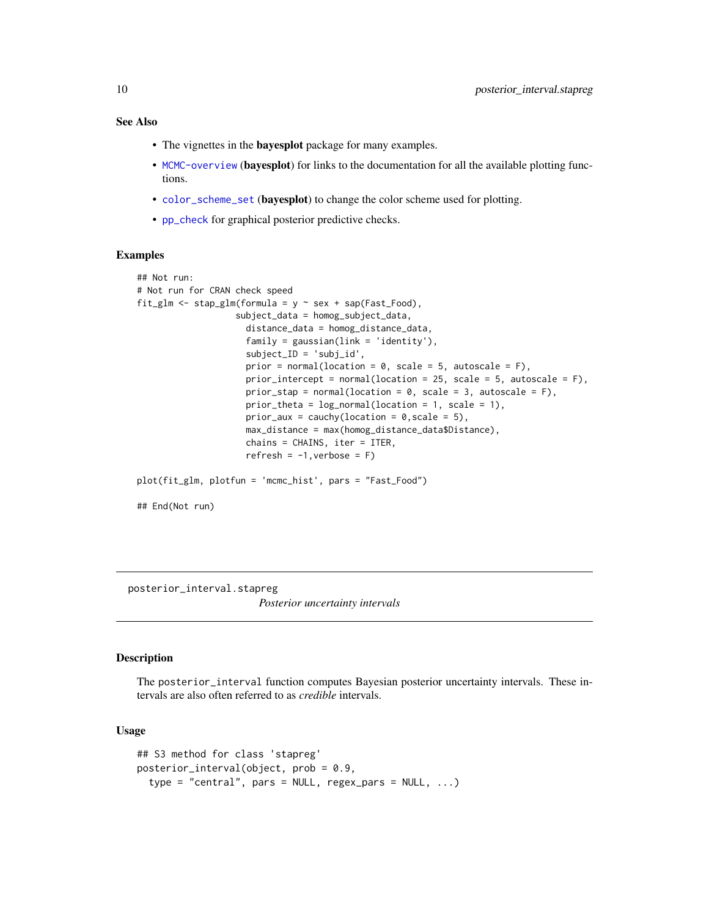### See Also

- The vignettes in the **bayesplot** package for many examples.
- MCMC-overview (**bayesplot**) for links to the documentation for all the available plotting functions.
- color_scheme_set (**bayesplot**) to change the color scheme used for plotting.
- pp_check for graphical posterior predictive checks.

### Examples

```
## Not run:
# Not run for CRAN check speed
fit_glm <- stap_glm(formula = y ~ sex + sap(Fast_Food),
                    subject_data = homog_subject_data,
                      distance_data = homog_distance_data,
                      family = gaussian(link = 'identity'),
                      subject_ID = 'subj_id',
                      prior = normal(location = 0, scale = 5, autoscale = F),
                      prior_intercept = normal(location = 25, scale = 5, autoscale = F),
                      prior_stap = normal(location = 0, scale = 3, autoscale = F),
                      prior_theta = log_normal(location = 1, scale = 1),
                      prior_aux = cauchy(location = 0,scale = 5),
                      max_distance = max(homog_distance_data$Distance),
                      chains = CHAINS, iter = ITER,
                      refresh = -1,verbose = F)

plot(fit_glm, plotfun = 'mcmc_hist', pars = "Fast_Food")

## End(Not run)
```

## posterior_interval.stapreg

*Posterior uncertainty intervals*

### Description

The `posterior_interval` function computes Bayesian posterior uncertainty intervals. These intervals are also often referred to as *credible* intervals.

### Usage

```
## S3 method for class 'stapreg'
posterior_interval(object, prob = 0.9,
  type = "central", pars = NULL, regex_pars = NULL, ...)
```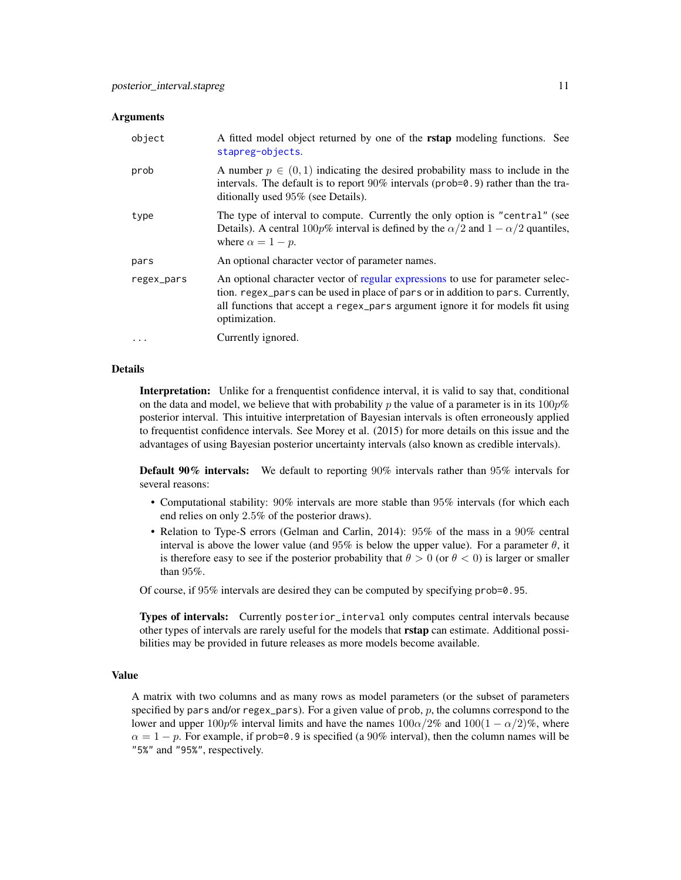### Arguments

| | |
|---|---|
| `object` | A fitted model object returned by one of the **rstap** modeling functions. See `stapreg-objects`. |
| `prob` | A number $p \in (0, 1)$ indicating the desired probability mass to include in the intervals. The default is to report 90% intervals (`prob=0.9`) rather than the traditionally used 95% (see Details). |
| `type` | The type of interval to compute. Currently the only option is `"central"` (see Details). A central $100p\%$ interval is defined by the $\alpha/2$ and $1 - \alpha/2$ quantiles, where $\alpha = 1 - p$. |
| `pars` | An optional character vector of parameter names. |
| `regex_pars` | An optional character vector of regular expressions to use for parameter selection. `regex_pars` can be used in place of `pars` or in addition to `pars`. Currently, all functions that accept a `regex_pars` argument ignore it for models fit using optimization. |
| `...` | Currently ignored. |

### Details

**Interpretation:** Unlike for a frenquentist confidence interval, it is valid to say that, conditional on the data and model, we believe that with probability $p$ the value of a parameter is in its $100p\%$ posterior interval. This intuitive interpretation of Bayesian intervals is often erroneously applied to frequentist confidence intervals. See Morey et al. (2015) for more details on this issue and the advantages of using Bayesian posterior uncertainty intervals (also known as credible intervals).

**Default 90% intervals:** We default to reporting 90% intervals rather than 95% intervals for several reasons:

- Computational stability: 90% intervals are more stable than 95% intervals (for which each end relies on only 2.5% of the posterior draws).
- Relation to Type-S errors (Gelman and Carlin, 2014): 95% of the mass in a 90% central interval is above the lower value (and 95% is below the upper value). For a parameter $\theta$, it is therefore easy to see if the posterior probability that $\theta > 0$ (or $\theta < 0$) is larger or smaller than 95%.

Of course, if 95% intervals are desired they can be computed by specifying `prob=0.95`.

**Types of intervals:** Currently `posterior_interval` only computes central intervals because other types of intervals are rarely useful for the models that **rstap** can estimate. Additional possibilities may be provided in future releases as more models become available.

### Value

A matrix with two columns and as many rows as model parameters (or the subset of parameters specified by `pars` and/or `regex_pars`). For a given value of `prob`, $p$, the columns correspond to the lower and upper $100p\%$ interval limits and have the names $100\alpha/2\%$ and $100(1 - \alpha/2)\%$, where $\alpha = 1 - p$. For example, if `prob=0.9` is specified (a 90% interval), then the column names will be `"5%"` and `"95%"`, respectively.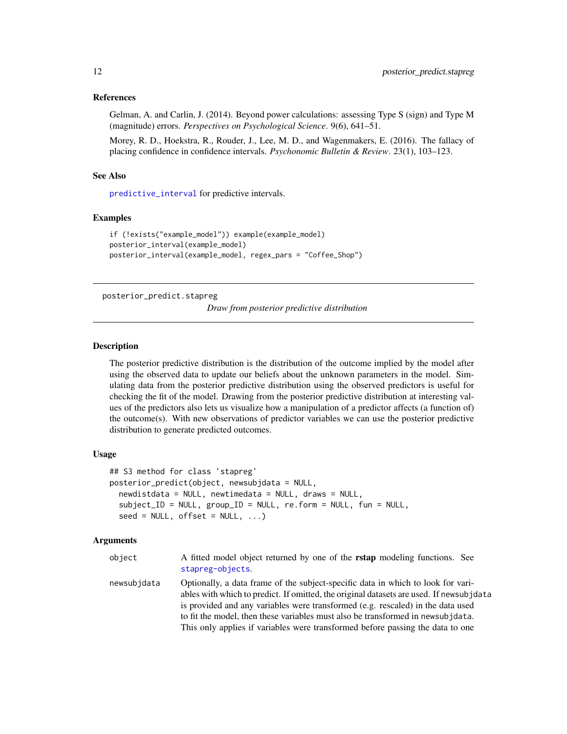### References

Gelman, A. and Carlin, J. (2014). Beyond power calculations: assessing Type S (sign) and Type M (magnitude) errors. *Perspectives on Psychological Science*. 9(6), 641–51.

Morey, R. D., Hoekstra, R., Rouder, J., Lee, M. D., and Wagenmakers, E. (2016). The fallacy of placing confidence in confidence intervals. *Psychonomic Bulletin & Review*. 23(1), 103–123.

### See Also

predictive_interval for predictive intervals.

### Examples

```
if (!exists("example_model")) example(example_model)
posterior_interval(example_model)
posterior_interval(example_model, regex_pars = "Coffee_Shop")
```

---

## posterior_predict.stapreg — *Draw from posterior predictive distribution*

---

### Description

The posterior predictive distribution is the distribution of the outcome implied by the model after using the observed data to update our beliefs about the unknown parameters in the model. Simulating data from the posterior predictive distribution using the observed predictors is useful for checking the fit of the model. Drawing from the posterior predictive distribution at interesting values of the predictors also lets us visualize how a manipulation of a predictor affects (a function of) the outcome(s). With new observations of predictor variables we can use the posterior predictive distribution to generate predicted outcomes.

### Usage

```
## S3 method for class 'stapreg'
posterior_predict(object, newsubjdata = NULL,
  newdistdata = NULL, newtimedata = NULL, draws = NULL,
  subject_ID = NULL, group_ID = NULL, re.form = NULL, fun = NULL,
  seed = NULL, offset = NULL, ...)
```

### Arguments

| | |
|---|---|
| object | A fitted model object returned by one of the **rstap** modeling functions. See stapreg-objects. |
| newsubjdata | Optionally, a data frame of the subject-specific data in which to look for variables with which to predict. If omitted, the original datasets are used. If newsubjdata is provided and any variables were transformed (e.g. rescaled) in the data used to fit the model, then these variables must also be transformed in newsubjdata. This only applies if variables were transformed before passing the data to one |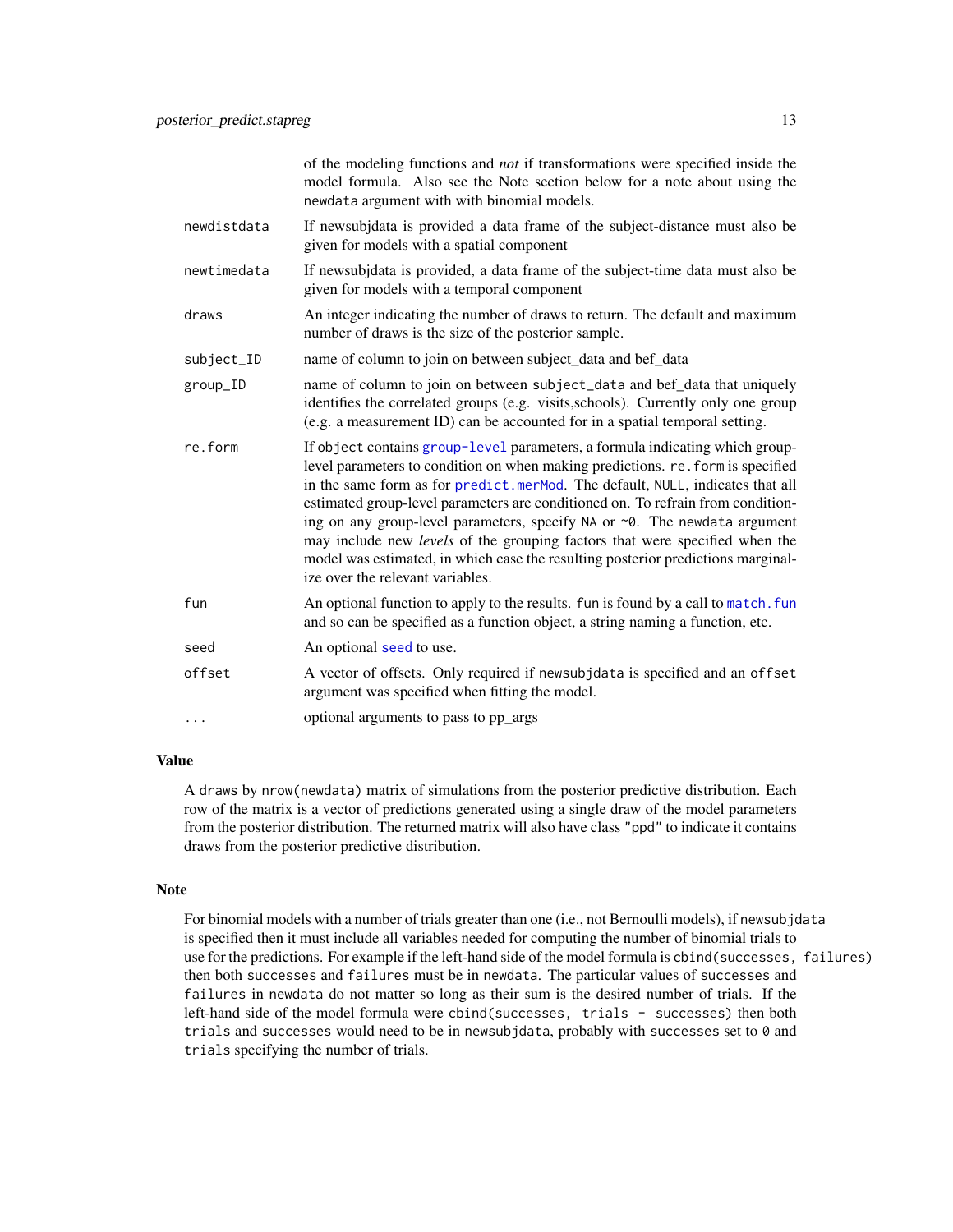|  |  |
|---|---|
|  | of the modeling functions and *not* if transformations were specified inside the model formula. Also see the Note section below for a note about using the `newdata` argument with with binomial models. |
| `newdistdata` | If newsubjdata is provided a data frame of the subject-distance must also be given for models with a spatial component |
| `newtimedata` | If newsubjdata is provided, a data frame of the subject-time data must also be given for models with a temporal component |
| `draws` | An integer indicating the number of draws to return. The default and maximum number of draws is the size of the posterior sample. |
| `subject_ID` | name of column to join on between subject_data and bef_data |
| `group_ID` | name of column to join on between `subject_data` and bef_data that uniquely identifies the correlated groups (e.g. visits,schools). Currently only one group (e.g. a measurement ID) can be accounted for in a spatial temporal setting. |
| `re.form` | If `object` contains `group-level` parameters, a formula indicating which group-level parameters to condition on when making predictions. `re.form` is specified in the same form as for `predict.merMod`. The default, `NULL`, indicates that all estimated group-level parameters are conditioned on. To refrain from conditioning on any group-level parameters, specify `NA` or `~0`. The `newdata` argument may include new *levels* of the grouping factors that were specified when the model was estimated, in which case the resulting posterior predictions marginalize over the relevant variables. |
| `fun` | An optional function to apply to the results. `fun` is found by a call to `match.fun` and so can be specified as a function object, a string naming a function, etc. |
| `seed` | An optional `seed` to use. |
| `offset` | A vector of offsets. Only required if `newsubjdata` is specified and an `offset` argument was specified when fitting the model. |
| `...` | optional arguments to pass to pp_args |

## Value

A `draws` by `nrow(newdata)` matrix of simulations from the posterior predictive distribution. Each row of the matrix is a vector of predictions generated using a single draw of the model parameters from the posterior distribution. The returned matrix will also have class `"ppd"` to indicate it contains draws from the posterior predictive distribution.

## Note

For binomial models with a number of trials greater than one (i.e., not Bernoulli models), if `newsubjdata` is specified then it must include all variables needed for computing the number of binomial trials to use for the predictions. For example if the left-hand side of the model formula is `cbind(successes, failures)` then both `successes` and `failures` must be in `newdata`. The particular values of `successes` and `failures` in `newdata` do not matter so long as their sum is the desired number of trials. If the left-hand side of the model formula were `cbind(successes, trials - successes)` then both `trials` and `successes` would need to be in `newsubjdata`, probably with `successes` set to `0` and `trials` specifying the number of trials.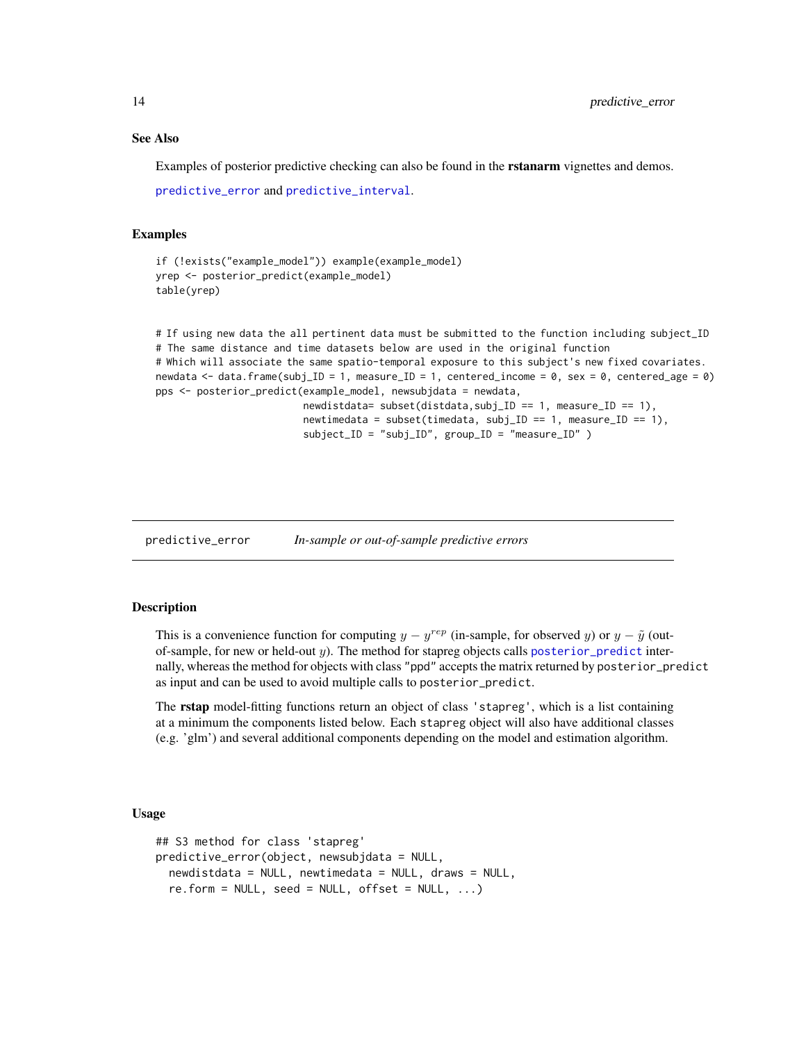### See Also

Examples of posterior predictive checking can also be found in the **rstanarm** vignettes and demos.

predictive_error and predictive_interval.

### Examples

```
if (!exists("example_model")) example(example_model)
yrep <- posterior_predict(example_model)
table(yrep)


# If using new data the all pertinent data must be submitted to the function including subject_ID
# The same distance and time datasets below are used in the original function
# Which will associate the same spatio-temporal exposure to this subject's new fixed covariates.
newdata <- data.frame(subj_ID = 1, measure_ID = 1, centered_income = 0, sex = 0, centered_age = 0)
pps <- posterior_predict(example_model, newsubjdata = newdata,
                         newdistdata= subset(distdata,subj_ID == 1, measure_ID == 1),
                         newtimedata = subset(timedata, subj_ID == 1, measure_ID == 1),
                         subject_ID = "subj_ID", group_ID = "measure_ID" )
```

---

## predictive_error &nbsp;&nbsp;&nbsp; *In-sample or out-of-sample predictive errors*

---

### Description

This is a convenience function for computing $y - y^{rep}$ (in-sample, for observed $y$) or $y - \tilde{y}$ (out-of-sample, for new or held-out $y$). The method for stapreg objects calls posterior_predict internally, whereas the method for objects with class "ppd" accepts the matrix returned by posterior_predict as input and can be used to avoid multiple calls to posterior_predict.

The **rstap** model-fitting functions return an object of class 'stapreg', which is a list containing at a minimum the components listed below. Each stapreg object will also have additional classes (e.g. 'glm') and several additional components depending on the model and estimation algorithm.

### Usage

```
## S3 method for class 'stapreg'
predictive_error(object, newsubjdata = NULL,
  newdistdata = NULL, newtimedata = NULL, draws = NULL,
  re.form = NULL, seed = NULL, offset = NULL, ...)
```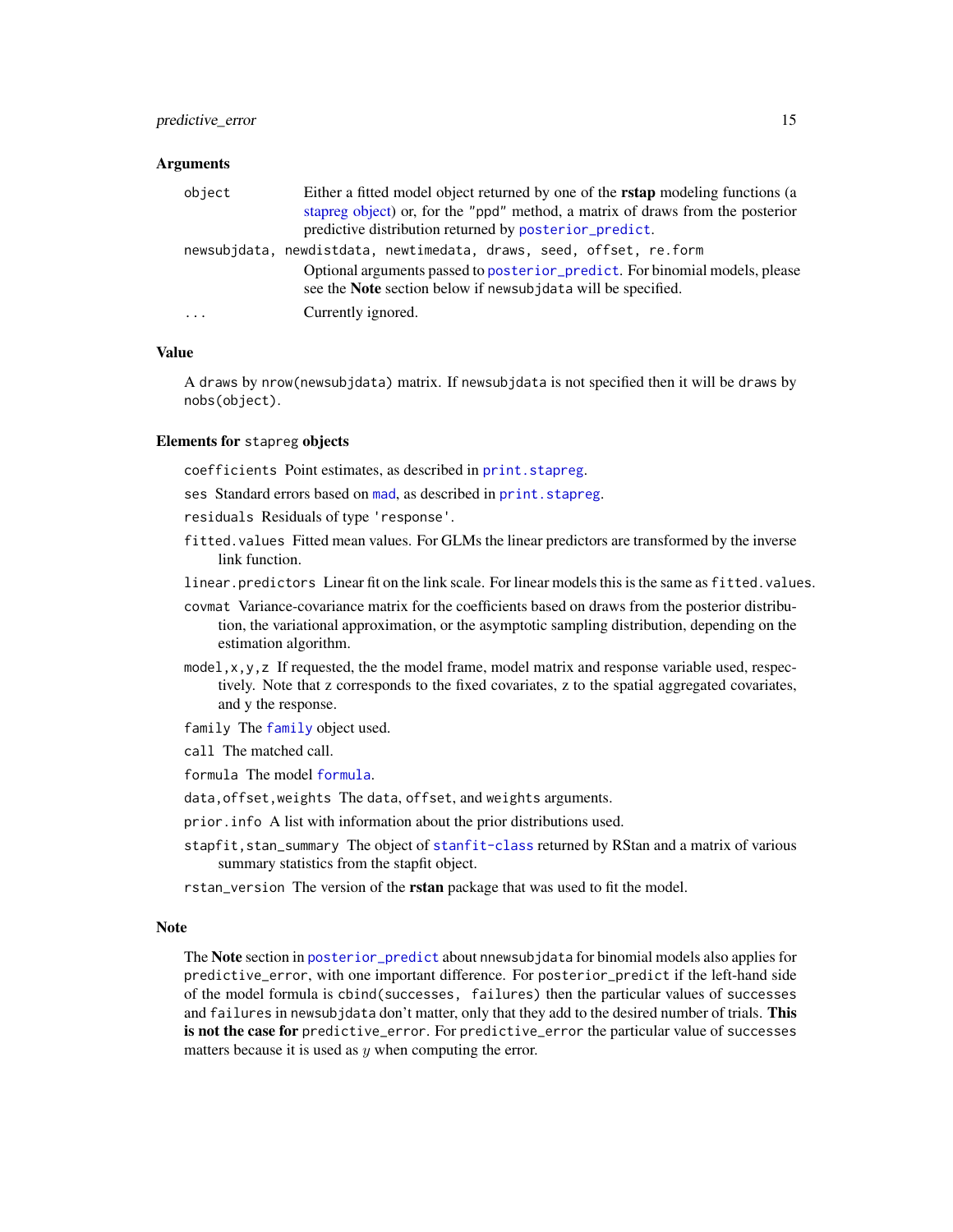### Arguments

object
: Either a fitted model object returned by one of the **rstap** modeling functions (a stapreg object) or, for the "ppd" method, a matrix of draws from the posterior predictive distribution returned by `posterior_predict`.

newsubjdata, newdistdata, newtimedata, draws, seed, offset, re.form
: Optional arguments passed to `posterior_predict`. For binomial models, please see the **Note** section below if `newsubjdata` will be specified.

...
: Currently ignored.

### Value

A `draws` by `nrow(newsubjdata)` matrix. If `newsubjdata` is not specified then it will be `draws` by `nobs(object)`.

### Elements for `stapreg` objects

- `coefficients` Point estimates, as described in `print.stapreg`.
- `ses` Standard errors based on `mad`, as described in `print.stapreg`.
- `residuals` Residuals of type `'response'`.
- `fitted.values` Fitted mean values. For GLMs the linear predictors are transformed by the inverse link function.
- `linear.predictors` Linear fit on the link scale. For linear models this is the same as `fitted.values`.
- `covmat` Variance-covariance matrix for the coefficients based on draws from the posterior distribution, the variational approximation, or the asymptotic sampling distribution, depending on the estimation algorithm.
- `model,x,y,z` If requested, the the model frame, model matrix and response variable used, respectively. Note that z corresponds to the fixed covariates, z to the spatial aggregated covariates, and y the response.
- `family` The `family` object used.
- `call` The matched call.
- `formula` The model `formula`.
- `data,offset,weights` The `data`, `offset`, and `weights` arguments.
- `prior.info` A list with information about the prior distributions used.
- `stapfit,stan_summary` The object of `stanfit-class` returned by RStan and a matrix of various summary statistics from the stapfit object.
- `rstan_version` The version of the **rstan** package that was used to fit the model.

### Note

The **Note** section in `posterior_predict` about `nnewsubjdata` for binomial models also applies for `predictive_error`, with one important difference. For `posterior_predict` if the left-hand side of the model formula is `cbind(successes, failures)` then the particular values of `successes` and `failures` in `newsubjdata` don't matter, only that they add to the desired number of trials. **This is not the case for** `predictive_error`. For `predictive_error` the particular value of `successes` matters because it is used as $y$ when computing the error.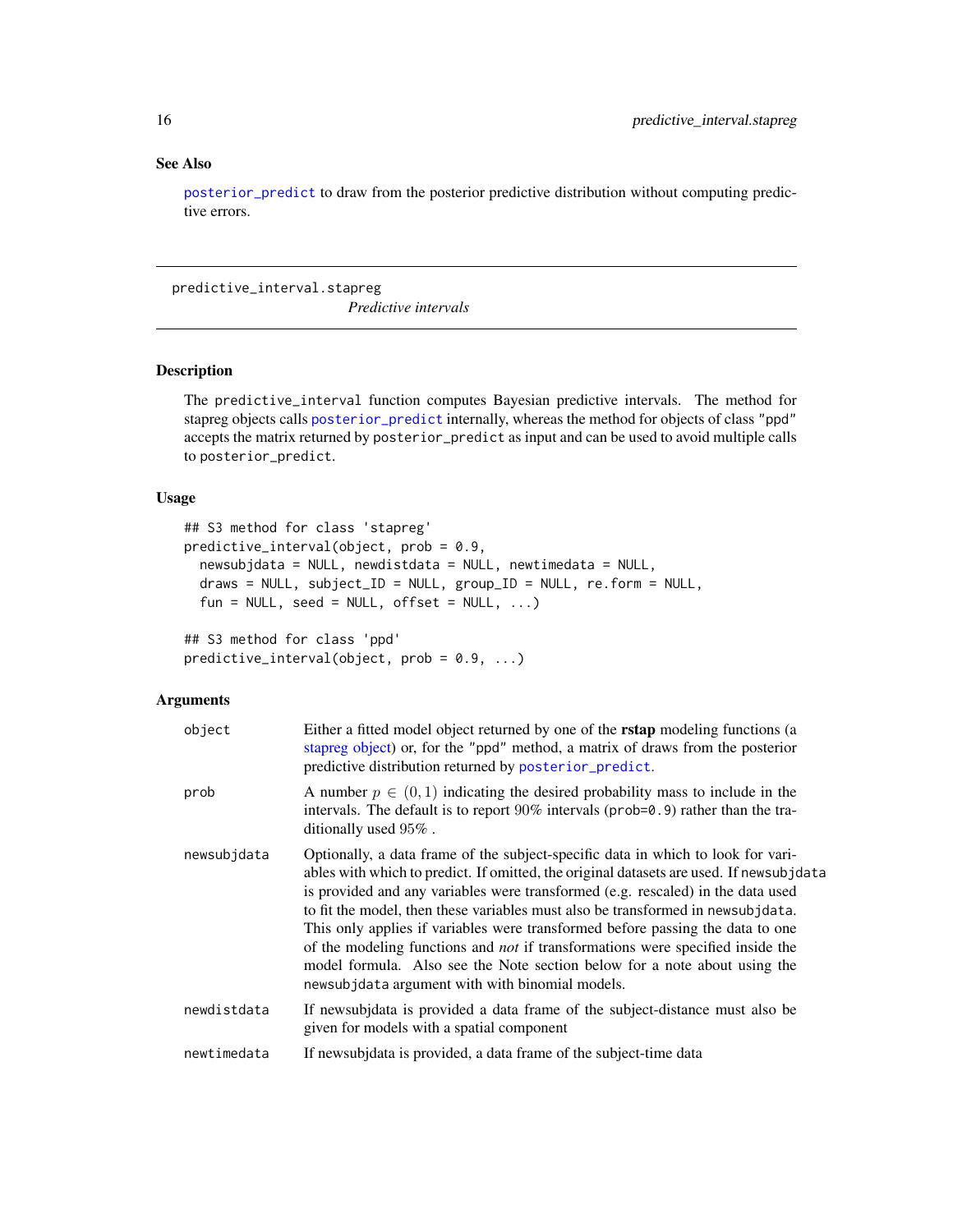### See Also

posterior_predict to draw from the posterior predictive distribution without computing predictive errors.

---

## predictive_interval.stapreg

*Predictive intervals*

### Description

The predictive_interval function computes Bayesian predictive intervals. The method for stapreg objects calls posterior_predict internally, whereas the method for objects of class "ppd" accepts the matrix returned by posterior_predict as input and can be used to avoid multiple calls to posterior_predict.

### Usage

```
## S3 method for class 'stapreg'
predictive_interval(object, prob = 0.9,
  newsubjdata = NULL, newdistdata = NULL, newtimedata = NULL,
  draws = NULL, subject_ID = NULL, group_ID = NULL, re.form = NULL,
  fun = NULL, seed = NULL, offset = NULL, ...)

## S3 method for class 'ppd'
predictive_interval(object, prob = 0.9, ...)
```

### Arguments

| | |
|---|---|
| object | Either a fitted model object returned by one of the **rstap** modeling functions (a stapreg object) or, for the "ppd" method, a matrix of draws from the posterior predictive distribution returned by posterior_predict. |
| prob | A number $p \in (0, 1)$ indicating the desired probability mass to include in the intervals. The default is to report 90% intervals (prob=0.9) rather than the traditionally used 95% . |
| newsubjdata | Optionally, a data frame of the subject-specific data in which to look for variables with which to predict. If omitted, the original datasets are used. If newsubjdata is provided and any variables were transformed (e.g. rescaled) in the data used to fit the model, then these variables must also be transformed in newsubjdata. This only applies if variables were transformed before passing the data to one of the modeling functions and *not* if transformations were specified inside the model formula. Also see the Note section below for a note about using the newsubjdata argument with with binomial models. |
| newdistdata | If newsubjdata is provided a data frame of the subject-distance must also be given for models with a spatial component |
| newtimedata | If newsubjdata is provided, a data frame of the subject-time data |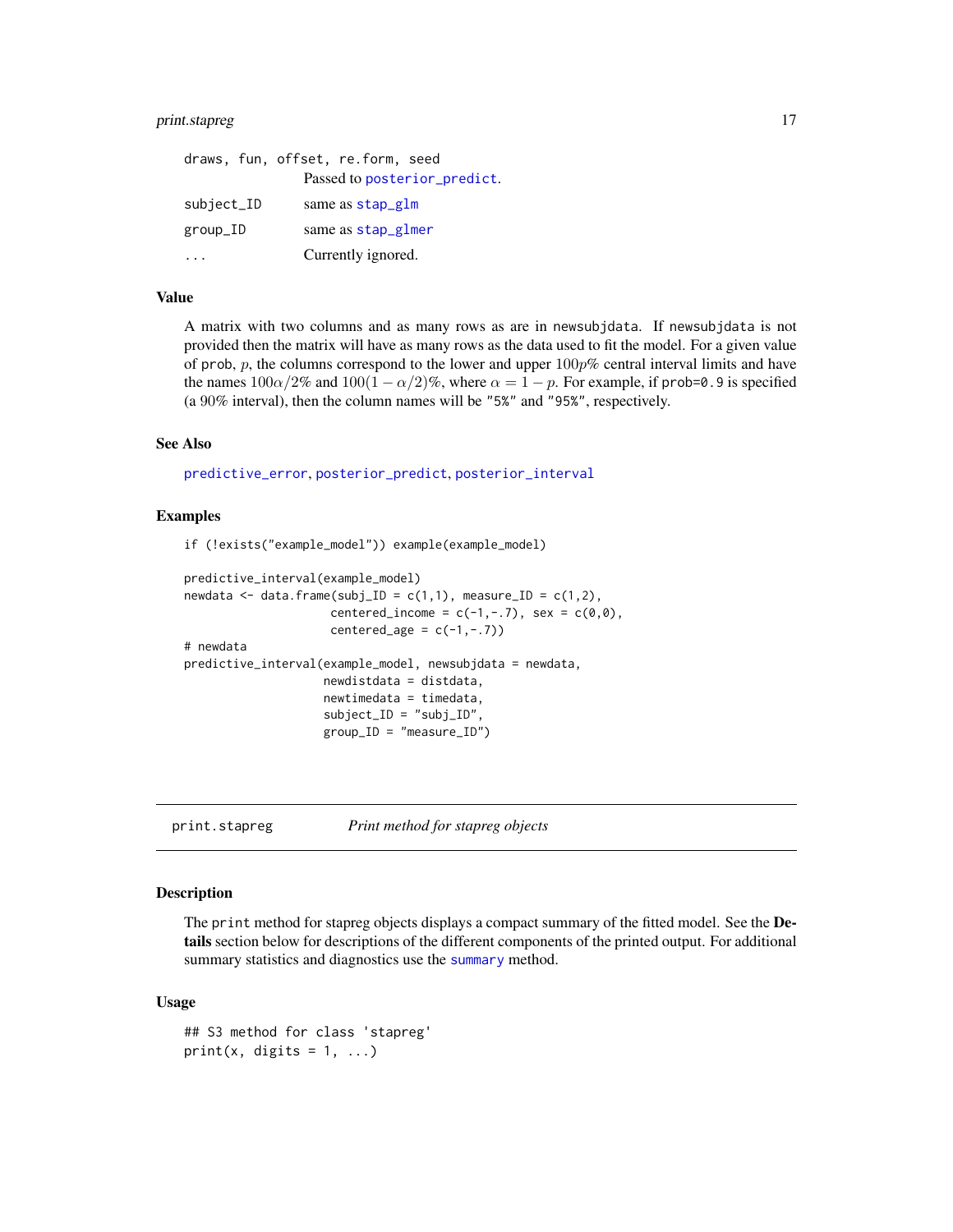| | |
|---|---|
| `draws, fun, offset, re.form, seed` | Passed to `posterior_predict`. |
| `subject_ID` | same as `stap_glm` |
| `group_ID` | same as `stap_glmer` |
| `...` | Currently ignored. |

### Value

A matrix with two columns and as many rows as are in `newsubjdata`. If `newsubjdata` is not provided then the matrix will have as many rows as the data used to fit the model. For a given value of `prob`, $p$, the columns correspond to the lower and upper $100p\%$ central interval limits and have the names $100\alpha/2\%$ and $100(1-\alpha/2)\%$, where $\alpha = 1 - p$. For example, if `prob=0.9` is specified (a 90% interval), then the column names will be `"5%"` and `"95%"`, respectively.

### See Also

`predictive_error`, `posterior_predict`, `posterior_interval`

### Examples

```
if (!exists("example_model")) example(example_model)

predictive_interval(example_model)
newdata <- data.frame(subj_ID = c(1,1), measure_ID = c(1,2),
                      centered_income = c(-1,-.7), sex = c(0,0),
                      centered_age = c(-1,-.7))
# newdata
predictive_interval(example_model, newsubjdata = newdata,
                    newdistdata = distdata,
                    newtimedata = timedata,
                    subject_ID = "subj_ID",
                    group_ID = "measure_ID")
```

---

## `print.stapreg` *Print method for stapreg objects*

### Description

The `print` method for stapreg objects displays a compact summary of the fitted model. See the **Details** section below for descriptions of the different components of the printed output. For additional summary statistics and diagnostics use the `summary` method.

### Usage

```
## S3 method for class 'stapreg'
print(x, digits = 1, ...)
```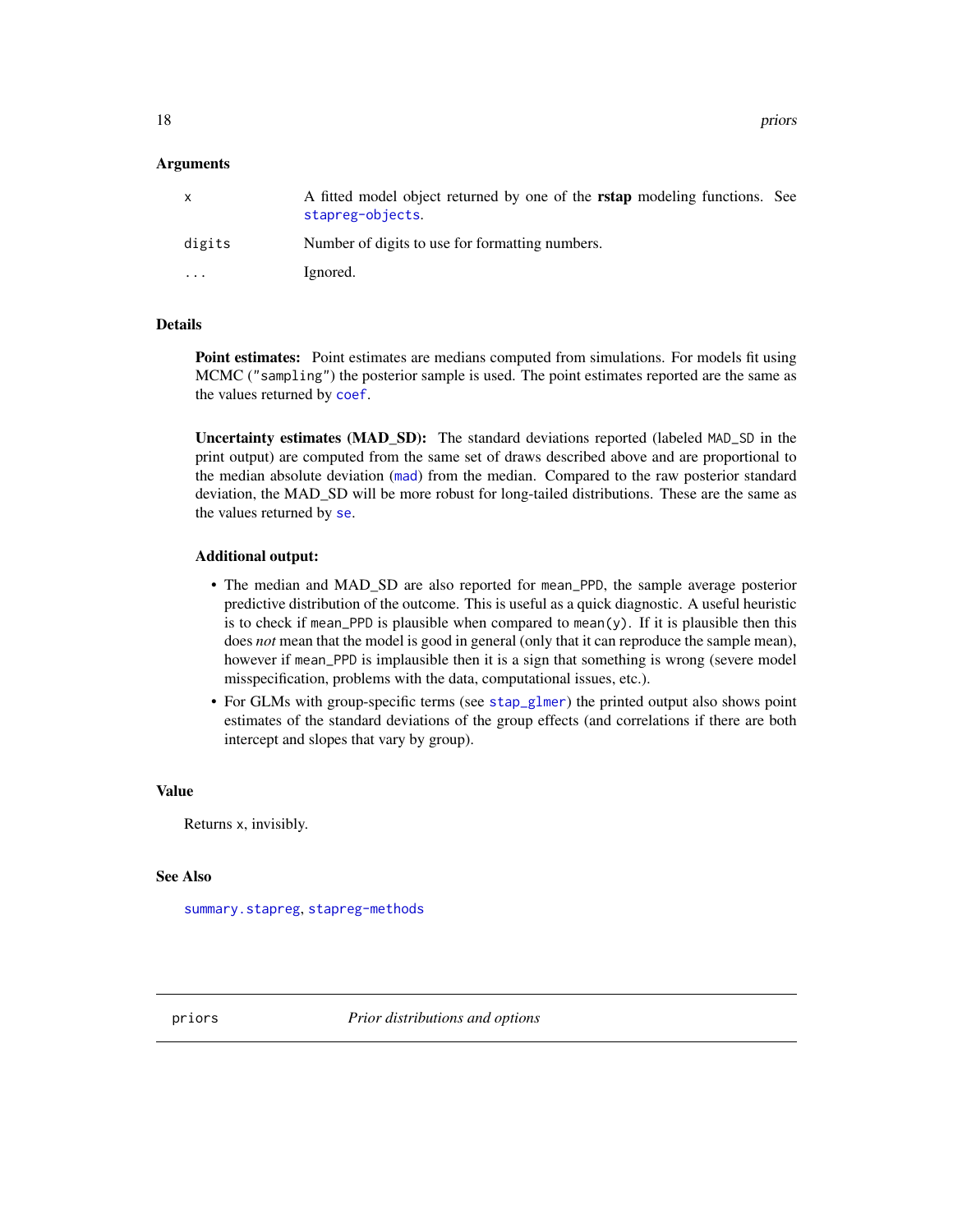### Arguments

| | |
|---|---|
| `x` | A fitted model object returned by one of the **rstap** modeling functions. See `stapreg-objects`. |
| `digits` | Number of digits to use for formatting numbers. |
| `...` | Ignored. |

### Details

**Point estimates:** Point estimates are medians computed from simulations. For models fit using MCMC (`"sampling"`) the posterior sample is used. The point estimates reported are the same as the values returned by `coef`.

**Uncertainty estimates (MAD_SD):** The standard deviations reported (labeled `MAD_SD` in the print output) are computed from the same set of draws described above and are proportional to the median absolute deviation (`mad`) from the median. Compared to the raw posterior standard deviation, the MAD_SD will be more robust for long-tailed distributions. These are the same as the values returned by `se`.

**Additional output:**

- The median and MAD_SD are also reported for `mean_PPD`, the sample average posterior predictive distribution of the outcome. This is useful as a quick diagnostic. A useful heuristic is to check if `mean_PPD` is plausible when compared to `mean(y)`. If it is plausible then this does *not* mean that the model is good in general (only that it can reproduce the sample mean), however if `mean_PPD` is implausible then it is a sign that something is wrong (severe model misspecification, problems with the data, computational issues, etc.).
- For GLMs with group-specific terms (see `stap_glmer`) the printed output also shows point estimates of the standard deviations of the group effects (and correlations if there are both intercept and slopes that vary by group).

### Value

Returns `x`, invisibly.

### See Also

`summary.stapreg`, `stapreg-methods`

---

## priors — *Prior distributions and options*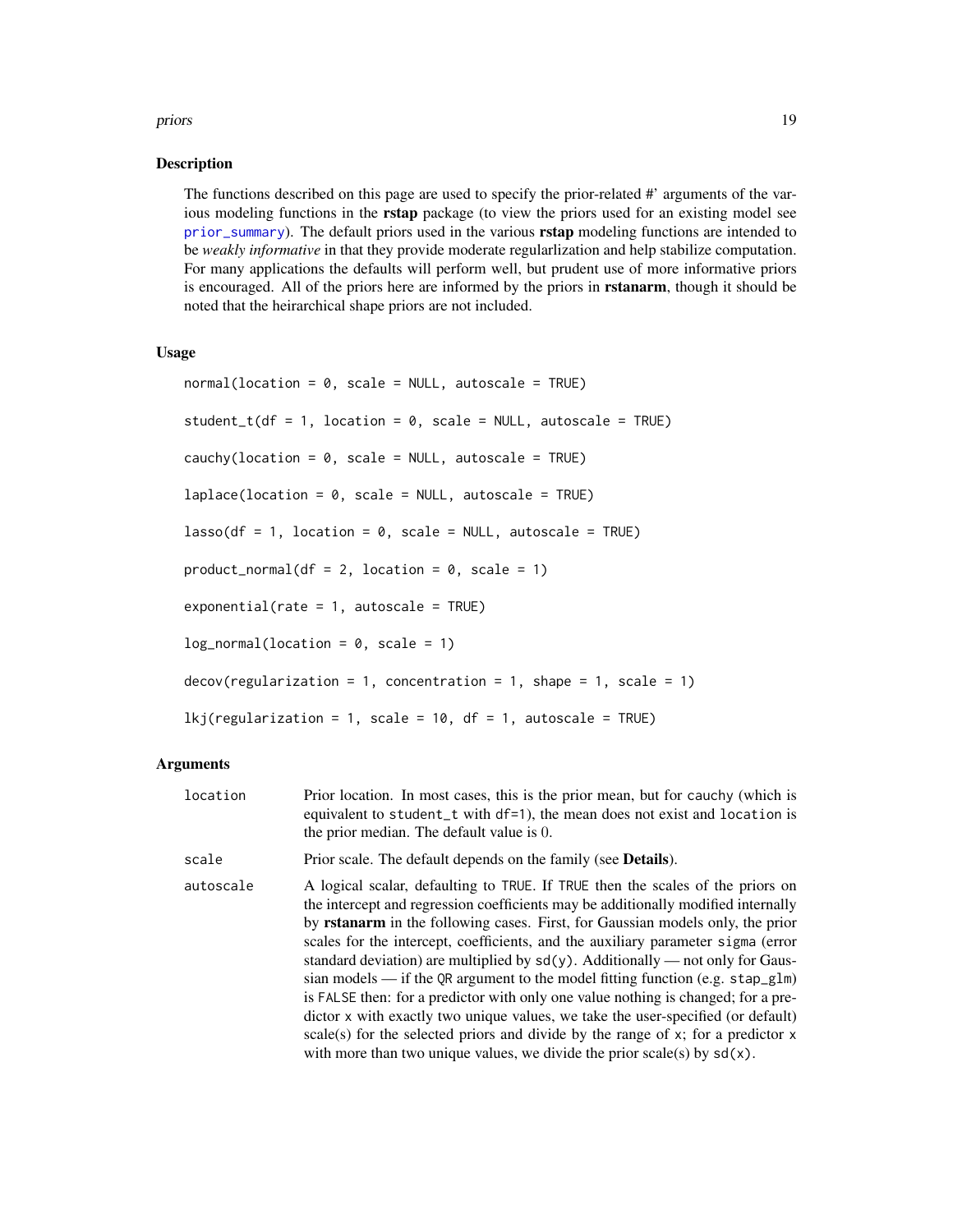## Description

The functions described on this page are used to specify the prior-related #' arguments of the various modeling functions in the **rstap** package (to view the priors used for an existing model see prior_summary). The default priors used in the various **rstap** modeling functions are intended to be *weakly informative* in that they provide moderate regularlization and help stabilize computation. For many applications the defaults will perform well, but prudent use of more informative priors is encouraged. All of the priors here are informed by the priors in **rstanarm**, though it should be noted that the heirarchical shape priors are not included.

## Usage

```
normal(location = 0, scale = NULL, autoscale = TRUE)

student_t(df = 1, location = 0, scale = NULL, autoscale = TRUE)

cauchy(location = 0, scale = NULL, autoscale = TRUE)

laplace(location = 0, scale = NULL, autoscale = TRUE)

lasso(df = 1, location = 0, scale = NULL, autoscale = TRUE)

product_normal(df = 2, location = 0, scale = 1)

exponential(rate = 1, autoscale = TRUE)

log_normal(location = 0, scale = 1)

decov(regularization = 1, concentration = 1, shape = 1, scale = 1)

lkj(regularization = 1, scale = 10, df = 1, autoscale = TRUE)
```

## Arguments

| | |
|---|---|
| location | Prior location. In most cases, this is the prior mean, but for cauchy (which is equivalent to student_t with df=1), the mean does not exist and location is the prior median. The default value is 0. |
| scale | Prior scale. The default depends on the family (see **Details**). |
| autoscale | A logical scalar, defaulting to TRUE. If TRUE then the scales of the priors on the intercept and regression coefficients may be additionally modified internally by **rstanarm** in the following cases. First, for Gaussian models only, the prior scales for the intercept, coefficients, and the auxiliary parameter sigma (error standard deviation) are multiplied by sd(y). Additionally — not only for Gaussian models — if the QR argument to the model fitting function (e.g. stap_glm) is FALSE then: for a predictor with only one value nothing is changed; for a predictor x with exactly two unique values, we take the user-specified (or default) scale(s) for the selected priors and divide by the range of x; for a predictor x with more than two unique values, we divide the prior scale(s) by sd(x). |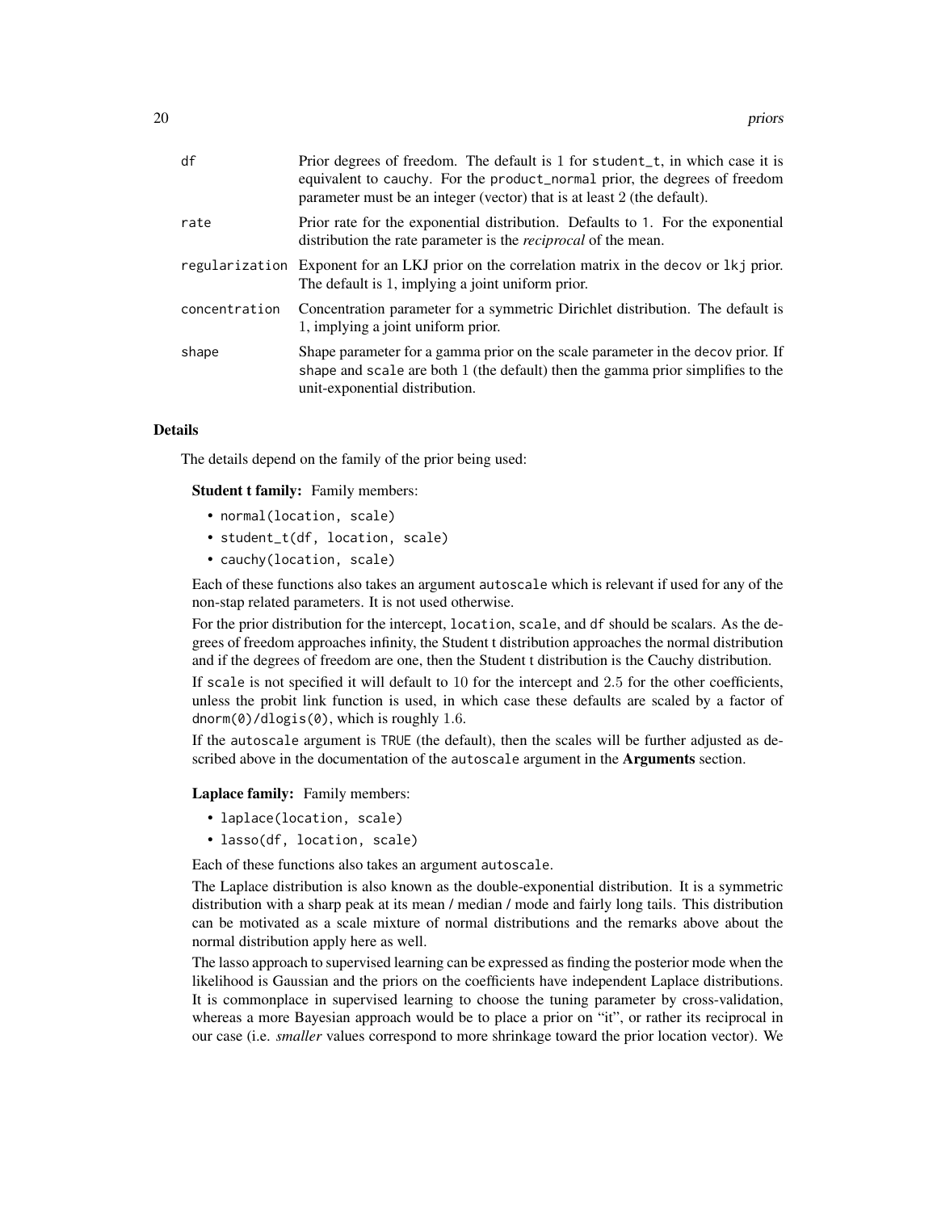| | |
|---|---|
| `df` | Prior degrees of freedom. The default is 1 for `student_t`, in which case it is equivalent to `cauchy`. For the `product_normal` prior, the degrees of freedom parameter must be an integer (vector) that is at least 2 (the default). |
| `rate` | Prior rate for the exponential distribution. Defaults to `1`. For the exponential distribution the rate parameter is the *reciprocal* of the mean. |
| `regularization` | Exponent for an LKJ prior on the correlation matrix in the `decov` or `lkj` prior. The default is 1, implying a joint uniform prior. |
| `concentration` | Concentration parameter for a symmetric Dirichlet distribution. The default is 1, implying a joint uniform prior. |
| `shape` | Shape parameter for a gamma prior on the scale parameter in the `decov` prior. If `shape` and `scale` are both 1 (the default) then the gamma prior simplifies to the unit-exponential distribution. |

## Details

The details depend on the family of the prior being used:

**Student t family:** Family members:

- `normal(location, scale)`
- `student_t(df, location, scale)`
- `cauchy(location, scale)`

Each of these functions also takes an argument `autoscale` which is relevant if used for any of the non-stap related parameters. It is not used otherwise.

For the prior distribution for the intercept, `location`, `scale`, and `df` should be scalars. As the degrees of freedom approaches infinity, the Student t distribution approaches the normal distribution and if the degrees of freedom are one, then the Student t distribution is the Cauchy distribution.

If `scale` is not specified it will default to $10$ for the intercept and $2.5$ for the other coefficients, unless the probit link function is used, in which case these defaults are scaled by a factor of `dnorm(0)/dlogis(0)`, which is roughly $1.6$.

If the `autoscale` argument is `TRUE` (the default), then the scales will be further adjusted as described above in the documentation of the `autoscale` argument in the **Arguments** section.

**Laplace family:** Family members:

- `laplace(location, scale)`
- `lasso(df, location, scale)`

Each of these functions also takes an argument `autoscale`.

The Laplace distribution is also known as the double-exponential distribution. It is a symmetric distribution with a sharp peak at its mean / median / mode and fairly long tails. This distribution can be motivated as a scale mixture of normal distributions and the remarks above about the normal distribution apply here as well.

The lasso approach to supervised learning can be expressed as finding the posterior mode when the likelihood is Gaussian and the priors on the coefficients have independent Laplace distributions. It is commonplace in supervised learning to choose the tuning parameter by cross-validation, whereas a more Bayesian approach would be to place a prior on "it", or rather its reciprocal in our case (i.e. *smaller* values correspond to more shrinkage toward the prior location vector). We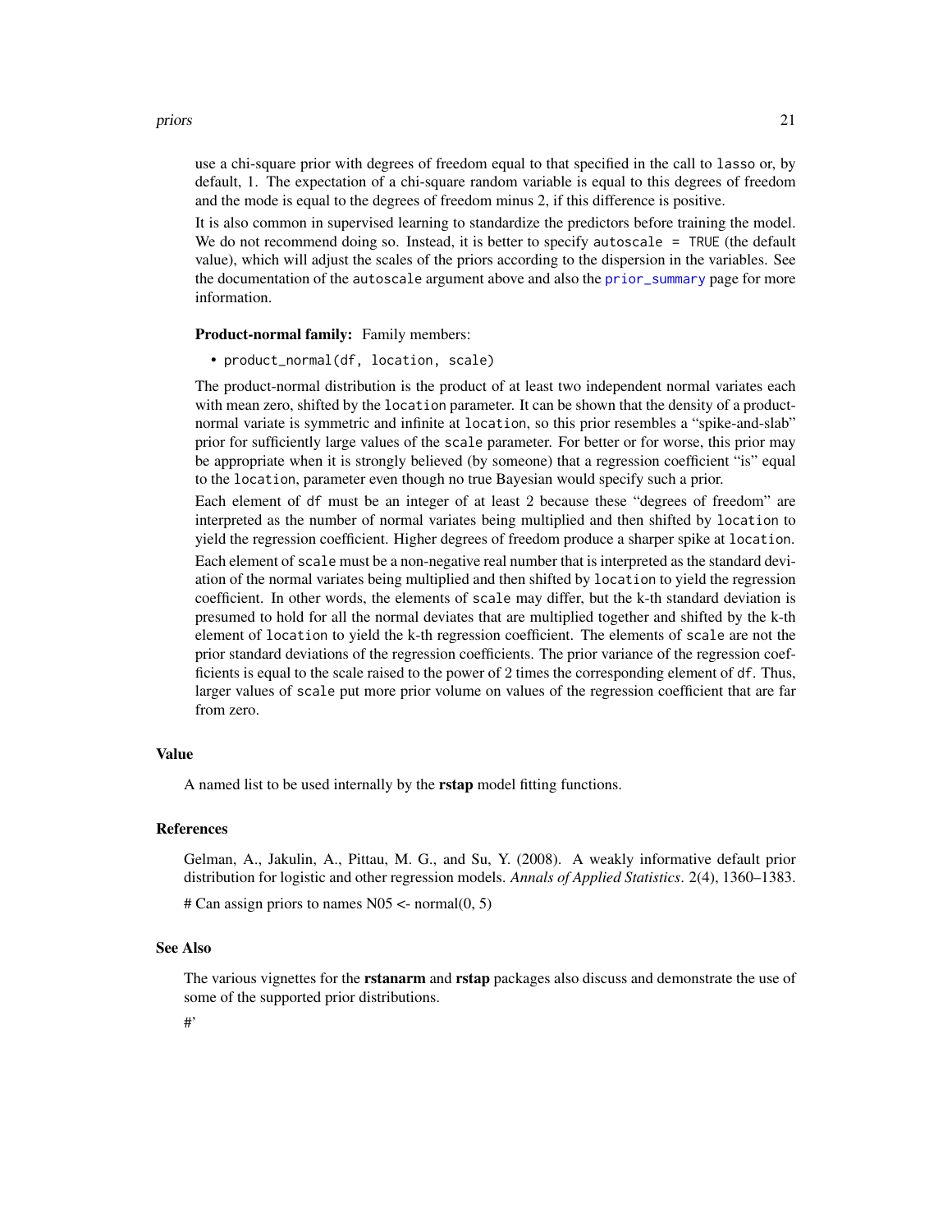use a chi-square prior with degrees of freedom equal to that specified in the call to `lasso` or, by default, 1. The expectation of a chi-square random variable is equal to this degrees of freedom and the mode is equal to the degrees of freedom minus 2, if this difference is positive.

It is also common in supervised learning to standardize the predictors before training the model. We do not recommend doing so. Instead, it is better to specify `autoscale = TRUE` (the default value), which will adjust the scales of the priors according to the dispersion in the variables. See the documentation of the `autoscale` argument above and also the `prior_summary` page for more information.

**Product-normal family:** Family members:

- `product_normal(df, location, scale)`

The product-normal distribution is the product of at least two independent normal variates each with mean zero, shifted by the `location` parameter. It can be shown that the density of a product-normal variate is symmetric and infinite at `location`, so this prior resembles a "spike-and-slab" prior for sufficiently large values of the `scale` parameter. For better or for worse, this prior may be appropriate when it is strongly believed (by someone) that a regression coefficient "is" equal to the `location`, parameter even though no true Bayesian would specify such a prior.

Each element of `df` must be an integer of at least 2 because these "degrees of freedom" are interpreted as the number of normal variates being multiplied and then shifted by `location` to yield the regression coefficient. Higher degrees of freedom produce a sharper spike at `location`.

Each element of `scale` must be a non-negative real number that is interpreted as the standard deviation of the normal variates being multiplied and then shifted by `location` to yield the regression coefficient. In other words, the elements of `scale` may differ, but the k-th standard deviation is presumed to hold for all the normal deviates that are multiplied together and shifted by the k-th element of `location` to yield the k-th regression coefficient. The elements of `scale` are not the prior standard deviations of the regression coefficients. The prior variance of the regression coefficients is equal to the scale raised to the power of 2 times the corresponding element of `df`. Thus, larger values of `scale` put more prior volume on values of the regression coefficient that are far from zero.

## Value

A named list to be used internally by the **rstap** model fitting functions.

## References

Gelman, A., Jakulin, A., Pittau, M. G., and Su, Y. (2008). A weakly informative default prior distribution for logistic and other regression models. *Annals of Applied Statistics*. 2(4), 1360–1383.

# Can assign priors to names N05 <- normal(0, 5)

## See Also

The various vignettes for the **rstanarm** and **rstap** packages also discuss and demonstrate the use of some of the supported prior distributions.

#'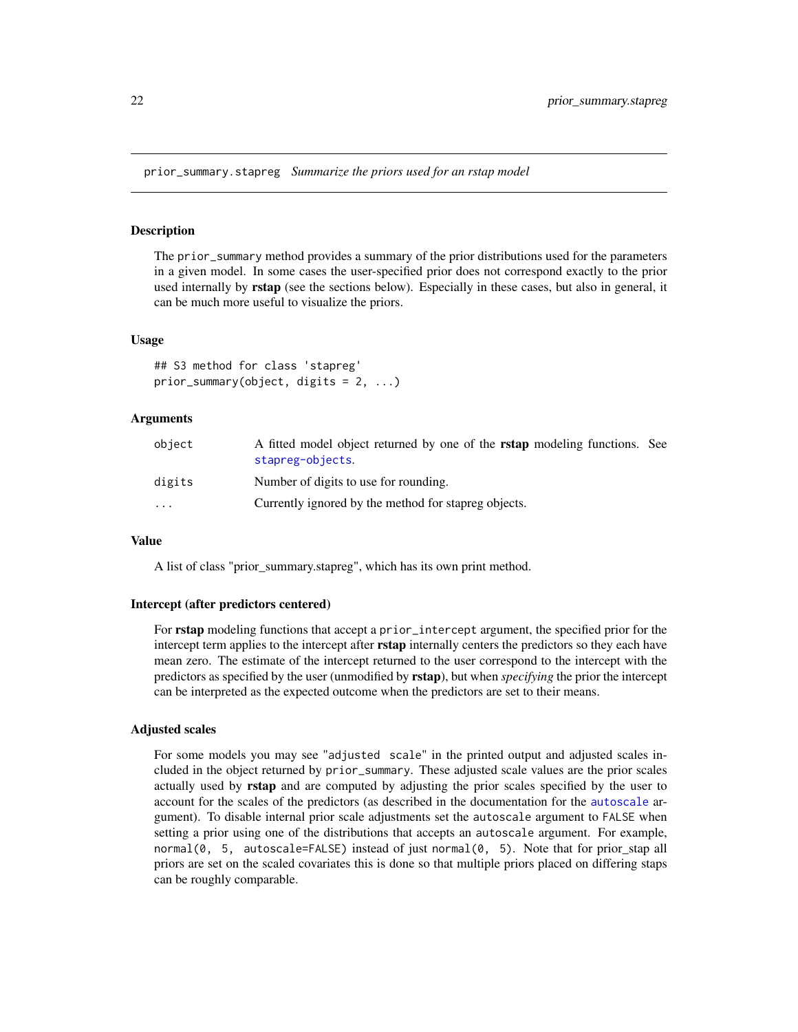## prior_summary.stapreg *Summarize the priors used for an rstap model*

### Description

The `prior_summary` method provides a summary of the prior distributions used for the parameters in a given model. In some cases the user-specified prior does not correspond exactly to the prior used internally by **rstap** (see the sections below). Especially in these cases, but also in general, it can be much more useful to visualize the priors.

### Usage

```
## S3 method for class 'stapreg'
prior_summary(object, digits = 2, ...)
```

### Arguments

| | |
|---|---|
| `object` | A fitted model object returned by one of the **rstap** modeling functions. See `stapreg-objects`. |
| `digits` | Number of digits to use for rounding. |
| `...` | Currently ignored by the method for stapreg objects. |

### Value

A list of class "prior_summary.stapreg", which has its own print method.

### Intercept (after predictors centered)

For **rstap** modeling functions that accept a `prior_intercept` argument, the specified prior for the intercept term applies to the intercept after **rstap** internally centers the predictors so they each have mean zero. The estimate of the intercept returned to the user correspond to the intercept with the predictors as specified by the user (unmodified by **rstap**), but when *specifying* the prior the intercept can be interpreted as the expected outcome when the predictors are set to their means.

### Adjusted scales

For some models you may see "`adjusted scale`" in the printed output and adjusted scales included in the object returned by `prior_summary`. These adjusted scale values are the prior scales actually used by **rstap** and are computed by adjusting the prior scales specified by the user to account for the scales of the predictors (as described in the documentation for the `autoscale` argument). To disable internal prior scale adjustments set the `autoscale` argument to `FALSE` when setting a prior using one of the distributions that accepts an `autoscale` argument. For example, `normal(0, 5, autoscale=FALSE)` instead of just `normal(0, 5)`. Note that for prior_stap all priors are set on the scaled covariates this is done so that multiple priors placed on differing staps can be roughly comparable.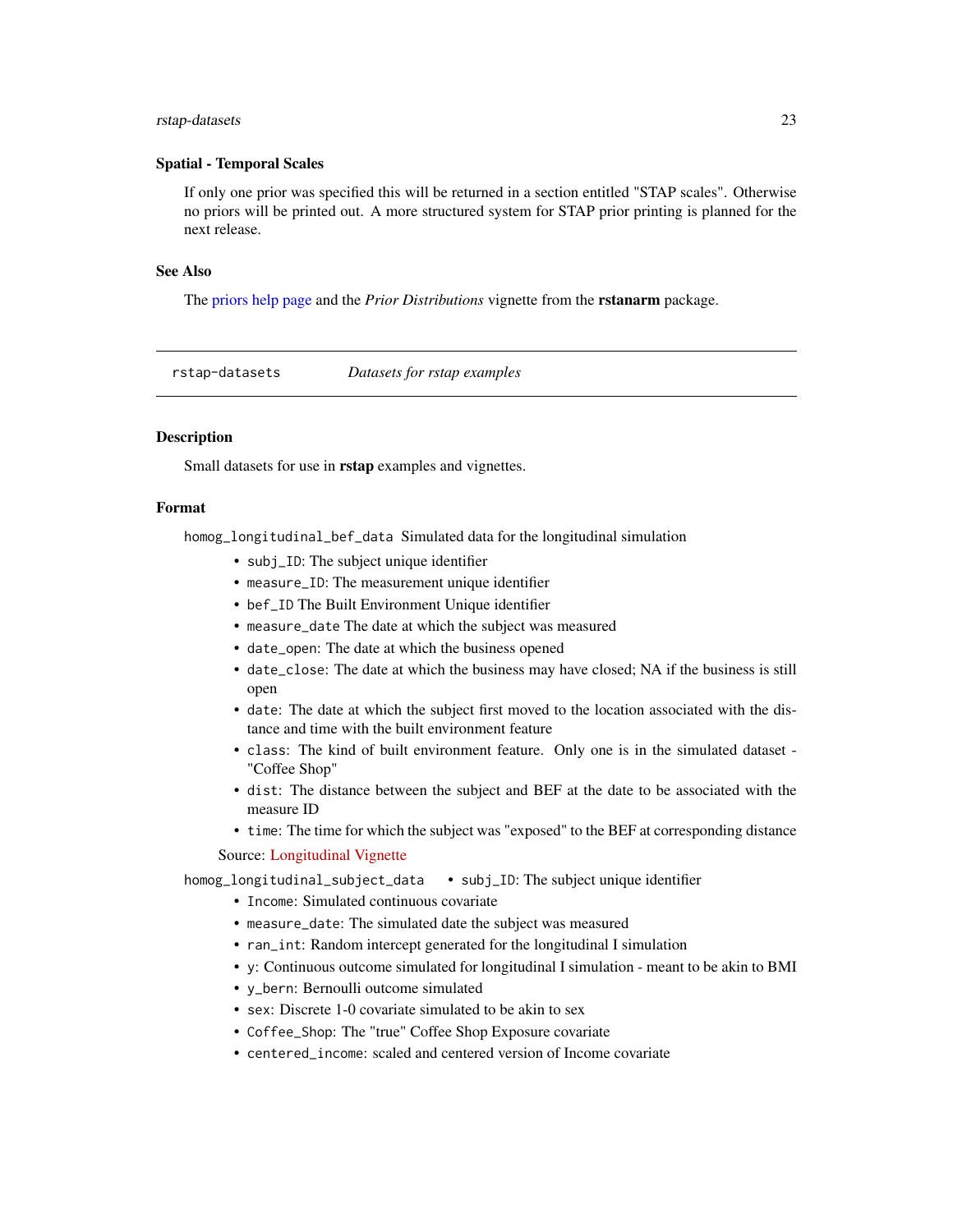### Spatial - Temporal Scales

If only one prior was specified this will be returned in a section entitled "STAP scales". Otherwise no priors will be printed out. A more structured system for STAP prior printing is planned for the next release.

### See Also

The priors help page and the *Prior Distributions* vignette from the **rstanarm** package.

---

## rstap-datasets *Datasets for rstap examples*

---

### Description

Small datasets for use in **rstap** examples and vignettes.

### Format

`homog_longitudinal_bef_data` Simulated data for the longitudinal simulation

- `subj_ID`: The subject unique identifier
- `measure_ID`: The measurement unique identifier
- `bef_ID` The Built Environment Unique identifier
- `measure_date` The date at which the subject was measured
- `date_open`: The date at which the business opened
- `date_close`: The date at which the business may have closed; NA if the business is still open
- `date`: The date at which the subject first moved to the location associated with the distance and time with the built environment feature
- `class`: The kind of built environment feature. Only one is in the simulated dataset - "Coffee Shop"
- `dist`: The distance between the subject and BEF at the date to be associated with the measure ID
- `time`: The time for which the subject was "exposed" to the BEF at corresponding distance

Source: Longitudinal Vignette

`homog_longitudinal_subject_data`

- `subj_ID`: The subject unique identifier
- `Income`: Simulated continuous covariate
- `measure_date`: The simulated date the subject was measured
- `ran_int`: Random intercept generated for the longitudinal I simulation
- `y`: Continuous outcome simulated for longitudinal I simulation - meant to be akin to BMI
- `y_bern`: Bernoulli outcome simulated
- `sex`: Discrete 1-0 covariate simulated to be akin to sex
- `Coffee_Shop`: The "true" Coffee Shop Exposure covariate
- `centered_income`: scaled and centered version of Income covariate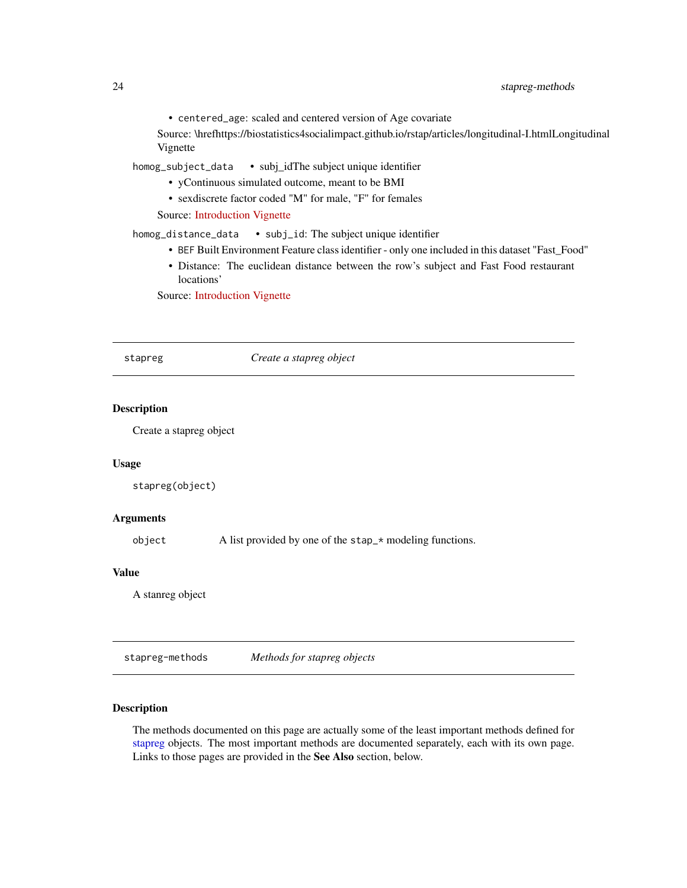- `centered_age`: scaled and centered version of Age covariate

Source: \hrefhttps://biostatistics4socialimpact.github.io/rstap/articles/longitudinal-I.htmlLongitudinal Vignette

`homog_subject_data`
- subj_idThe subject unique identifier
- yContinuous simulated outcome, meant to be BMI
- sexdiscrete factor coded "M" for male, "F" for females

Source: Introduction Vignette

`homog_distance_data`
- `subj_id`: The subject unique identifier
- `BEF` Built Environment Feature class identifier - only one included in this dataset "Fast_Food"
- Distance: The euclidean distance between the row's subject and Fast Food restaurant locations'

Source: Introduction Vignette

---

`stapreg` *Create a stapreg object*

---

## Description

Create a stapreg object

## Usage

```
stapreg(object)
```

## Arguments

`object` A list provided by one of the `stap_*` modeling functions.

## Value

A stanreg object

---

`stapreg-methods` *Methods for stapreg objects*

---

## Description

The methods documented on this page are actually some of the least important methods defined for stapreg objects. The most important methods are documented separately, each with its own page. Links to those pages are provided in the **See Also** section, below.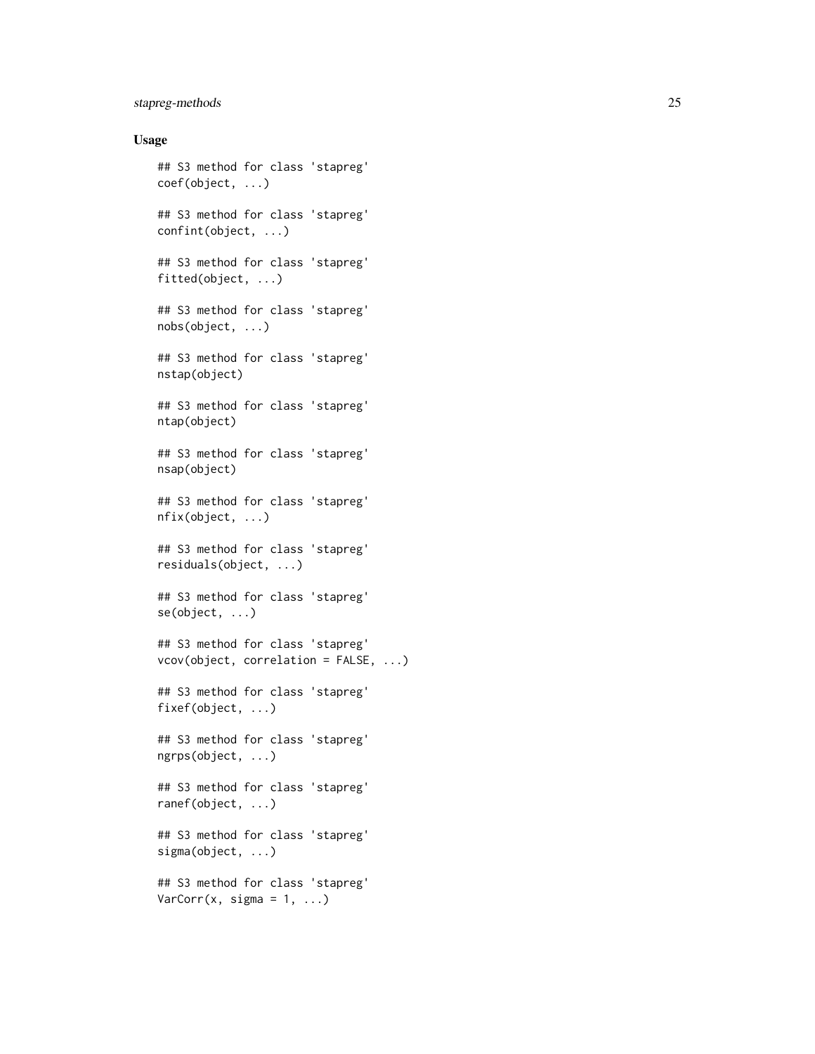## Usage

```
## S3 method for class 'stapreg'
coef(object, ...)

## S3 method for class 'stapreg'
confint(object, ...)

## S3 method for class 'stapreg'
fitted(object, ...)

## S3 method for class 'stapreg'
nobs(object, ...)

## S3 method for class 'stapreg'
nstap(object)

## S3 method for class 'stapreg'
ntap(object)

## S3 method for class 'stapreg'
nsap(object)

## S3 method for class 'stapreg'
nfix(object, ...)

## S3 method for class 'stapreg'
residuals(object, ...)

## S3 method for class 'stapreg'
se(object, ...)

## S3 method for class 'stapreg'
vcov(object, correlation = FALSE, ...)

## S3 method for class 'stapreg'
fixef(object, ...)

## S3 method for class 'stapreg'
ngrps(object, ...)

## S3 method for class 'stapreg'
ranef(object, ...)

## S3 method for class 'stapreg'
sigma(object, ...)

## S3 method for class 'stapreg'
VarCorr(x, sigma = 1, ...)
```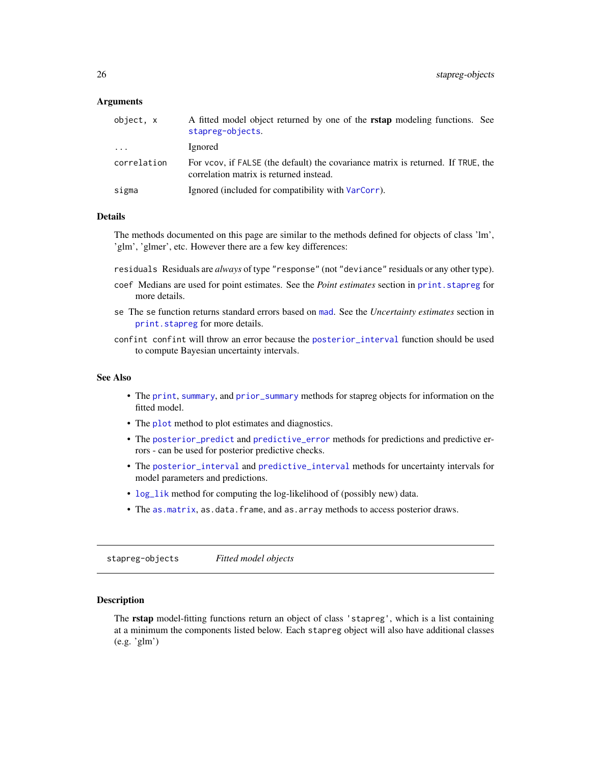### Arguments

| | |
|---|---|
| `object, x` | A fitted model object returned by one of the **rstap** modeling functions. See `stapreg-objects`. |
| `...` | Ignored |
| `correlation` | For `vcov`, if `FALSE` (the default) the covariance matrix is returned. If `TRUE`, the correlation matrix is returned instead. |
| `sigma` | Ignored (included for compatibility with `VarCorr`). |

### Details

The methods documented on this page are similar to the methods defined for objects of class 'lm', 'glm', 'glmer', etc. However there are a few key differences:

- `residuals` Residuals are *always* of type `"response"` (not `"deviance"` residuals or any other type).
- `coef` Medians are used for point estimates. See the *Point estimates* section in `print.stapreg` for more details.
- `se` The `se` function returns standard errors based on `mad`. See the *Uncertainty estimates* section in `print.stapreg` for more details.
- `confint` `confint` will throw an error because the `posterior_interval` function should be used to compute Bayesian uncertainty intervals.

### See Also

- The `print`, `summary`, and `prior_summary` methods for stapreg objects for information on the fitted model.
- The `plot` method to plot estimates and diagnostics.
- The `posterior_predict` and `predictive_error` methods for predictions and predictive errors - can be used for posterior predictive checks.
- The `posterior_interval` and `predictive_interval` methods for uncertainty intervals for model parameters and predictions.
- `log_lik` method for computing the log-likelihood of (possibly new) data.
- The `as.matrix`, `as.data.frame`, and `as.array` methods to access posterior draws.

---

## stapreg-objects *Fitted model objects*

---

### Description

The **rstap** model-fitting functions return an object of class `'stapreg'`, which is a list containing at a minimum the components listed below. Each `stapreg` object will also have additional classes (e.g. 'glm')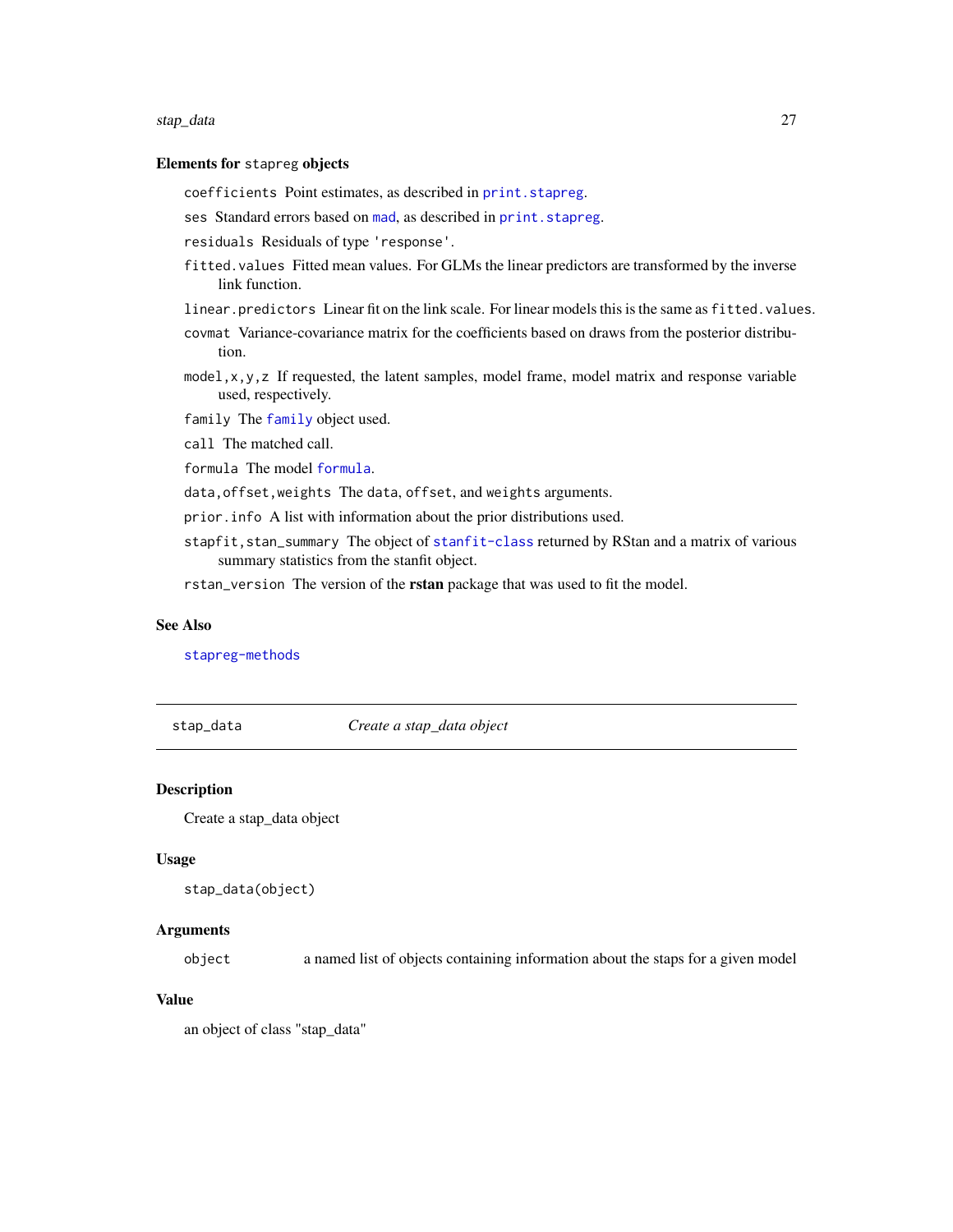### Elements for `stapreg` objects

`coefficients` Point estimates, as described in `print.stapreg`.

`ses` Standard errors based on `mad`, as described in `print.stapreg`.

`residuals` Residuals of type `'response'`.

`fitted.values` Fitted mean values. For GLMs the linear predictors are transformed by the inverse link function.

`linear.predictors` Linear fit on the link scale. For linear models this is the same as `fitted.values`.

`covmat` Variance-covariance matrix for the coefficients based on draws from the posterior distribution.

`model,x,y,z` If requested, the latent samples, model frame, model matrix and response variable used, respectively.

`family` The `family` object used.

`call` The matched call.

`formula` The model `formula`.

`data,offset,weights` The `data`, `offset`, and `weights` arguments.

`prior.info` A list with information about the prior distributions used.

`stapfit,stan_summary` The object of `stanfit-class` returned by RStan and a matrix of various summary statistics from the stanfit object.

`rstan_version` The version of the **rstan** package that was used to fit the model.

### See Also

`stapreg-methods`

---

## `stap_data` *Create a stap_data object*

### Description

Create a stap_data object

### Usage

```
stap_data(object)
```

### Arguments

| | |
|---|---|
| `object` | a named list of objects containing information about the staps for a given model |

### Value

an object of class "stap_data"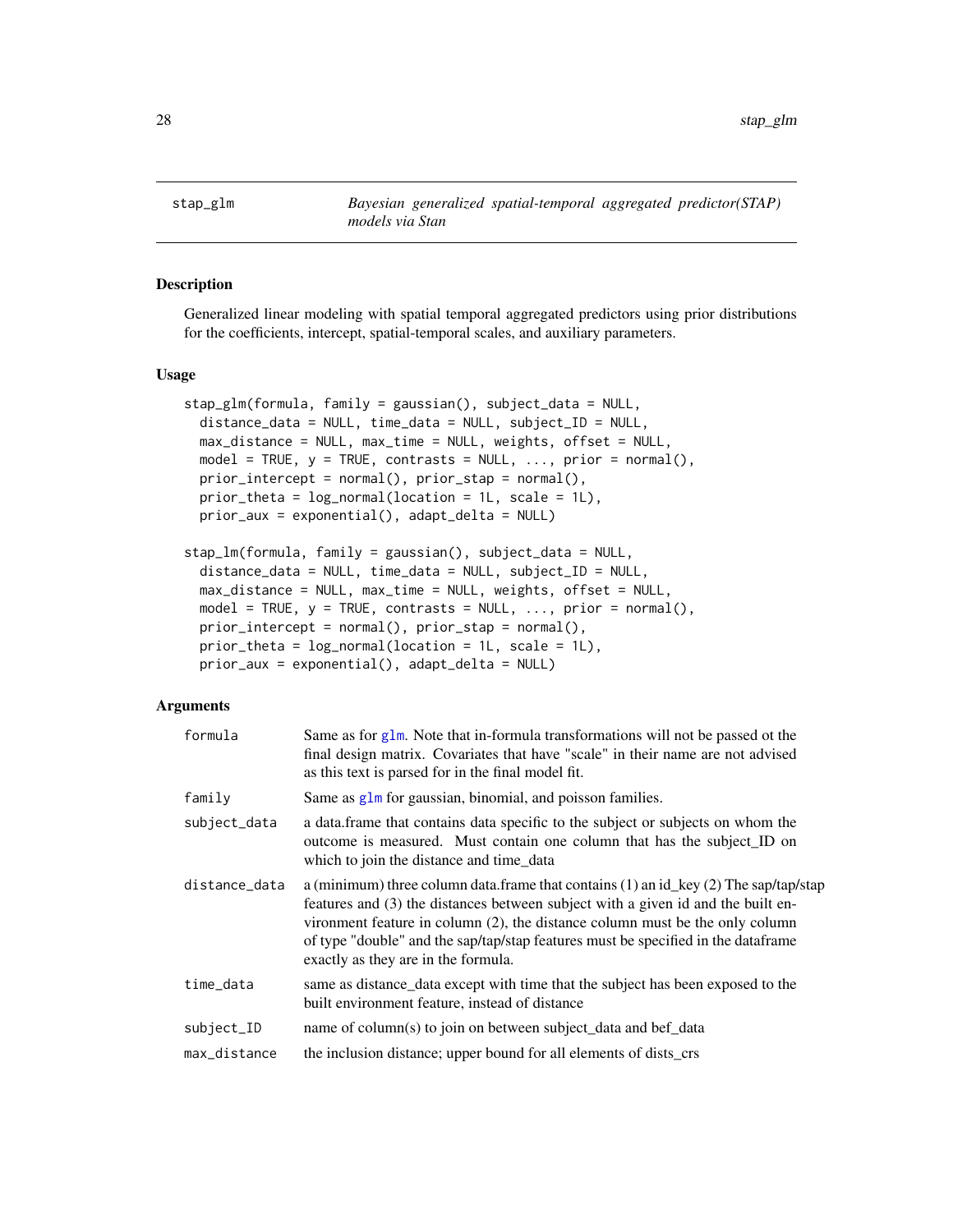## stap_glm — *Bayesian generalized spatial-temporal aggregated predictor(STAP) models via Stan*

### Description

Generalized linear modeling with spatial temporal aggregated predictors using prior distributions for the coefficients, intercept, spatial-temporal scales, and auxiliary parameters.

### Usage

```
stap_glm(formula, family = gaussian(), subject_data = NULL,
  distance_data = NULL, time_data = NULL, subject_ID = NULL,
  max_distance = NULL, max_time = NULL, weights, offset = NULL,
  model = TRUE, y = TRUE, contrasts = NULL, ..., prior = normal(),
  prior_intercept = normal(), prior_stap = normal(),
  prior_theta = log_normal(location = 1L, scale = 1L),
  prior_aux = exponential(), adapt_delta = NULL)

stap_lm(formula, family = gaussian(), subject_data = NULL,
  distance_data = NULL, time_data = NULL, subject_ID = NULL,
  max_distance = NULL, max_time = NULL, weights, offset = NULL,
  model = TRUE, y = TRUE, contrasts = NULL, ..., prior = normal(),
  prior_intercept = normal(), prior_stap = normal(),
  prior_theta = log_normal(location = 1L, scale = 1L),
  prior_aux = exponential(), adapt_delta = NULL)
```

### Arguments

| | |
|---|---|
| `formula` | Same as for glm. Note that in-formula transformations will not be passed ot the final design matrix. Covariates that have "scale" in their name are not advised as this text is parsed for in the final model fit. |
| `family` | Same as glm for gaussian, binomial, and poisson families. |
| `subject_data` | a data.frame that contains data specific to the subject or subjects on whom the outcome is measured. Must contain one column that has the subject_ID on which to join the distance and time_data |
| `distance_data` | a (minimum) three column data.frame that contains (1) an id_key (2) The sap/tap/stap features and (3) the distances between subject with a given id and the built environment feature in column (2), the distance column must be the only column of type "double" and the sap/tap/stap features must be specified in the dataframe exactly as they are in the formula. |
| `time_data` | same as distance_data except with time that the subject has been exposed to the built environment feature, instead of distance |
| `subject_ID` | name of column(s) to join on between subject_data and bef_data |
| `max_distance` | the inclusion distance; upper bound for all elements of dists_crs |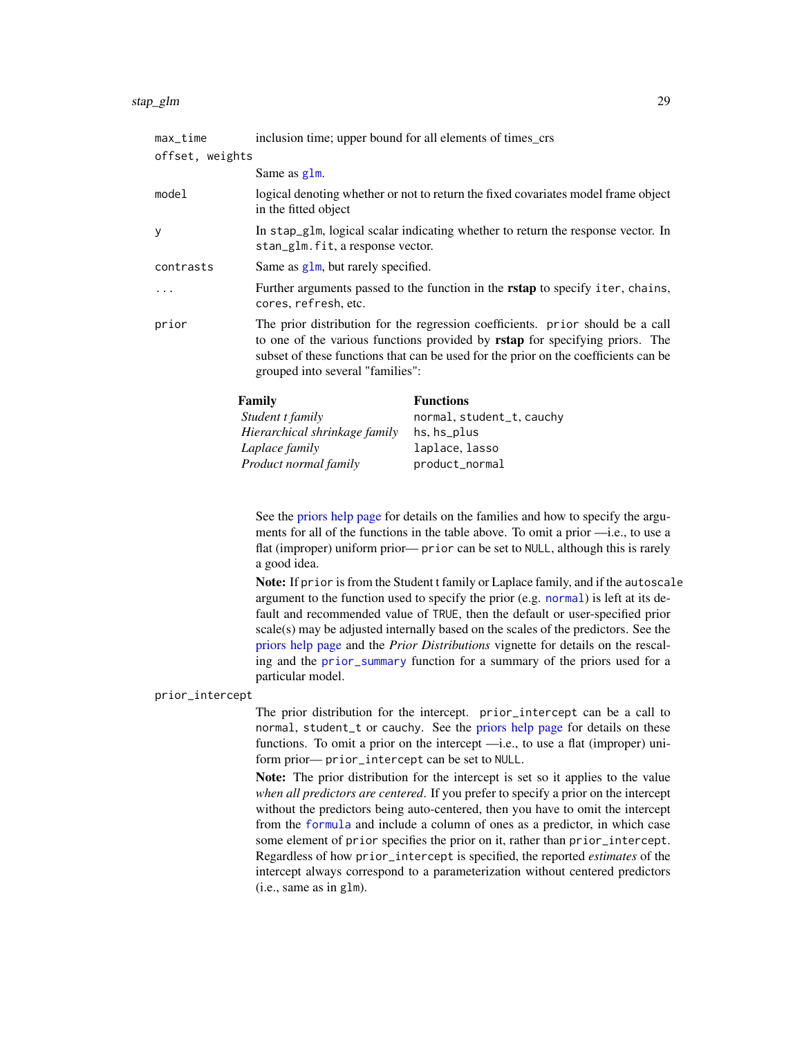max_time
: inclusion time; upper bound for all elements of times_crs

offset, weights
: Same as `glm`.

model
: logical denoting whether or not to return the fixed covariates model frame object in the fitted object

y
: In `stap_glm`, logical scalar indicating whether to return the response vector. In `stan_glm.fit`, a response vector.

contrasts
: Same as `glm`, but rarely specified.

...
: Further arguments passed to the function in the **rstap** to specify `iter`, `chains`, `cores`, `refresh`, etc.

prior
: The prior distribution for the regression coefficients. `prior` should be a call to one of the various functions provided by **rstap** for specifying priors. The subset of these functions that can be used for the prior on the coefficients can be grouped into several "families":

| Family | Functions |
| --- | --- |
| *Student t family* | `normal`, `student_t`, `cauchy` |
| *Hierarchical shrinkage family* | `hs`, `hs_plus` |
| *Laplace family* | `laplace`, `lasso` |
| *Product normal family* | `product_normal` |

See the priors help page for details on the families and how to specify the arguments for all of the functions in the table above. To omit a prior —i.e., to use a flat (improper) uniform prior— `prior` can be set to `NULL`, although this is rarely a good idea.

**Note:** If `prior` is from the Student t family or Laplace family, and if the `autoscale` argument to the function used to specify the prior (e.g. `normal`) is left at its default and recommended value of `TRUE`, then the default or user-specified prior scale(s) may be adjusted internally based on the scales of the predictors. See the priors help page and the *Prior Distributions* vignette for details on the rescaling and the `prior_summary` function for a summary of the priors used for a particular model.

prior_intercept
: The prior distribution for the intercept. `prior_intercept` can be a call to `normal`, `student_t` or `cauchy`. See the priors help page for details on these functions. To omit a prior on the intercept —i.e., to use a flat (improper) uniform prior— `prior_intercept` can be set to `NULL`.

**Note:** The prior distribution for the intercept is set so it applies to the value *when all predictors are centered*. If you prefer to specify a prior on the intercept without the predictors being auto-centered, then you have to omit the intercept from the `formula` and include a column of ones as a predictor, in which case some element of `prior` specifies the prior on it, rather than `prior_intercept`. Regardless of how `prior_intercept` is specified, the reported *estimates* of the intercept always correspond to a parameterization without centered predictors (i.e., same as in `glm`).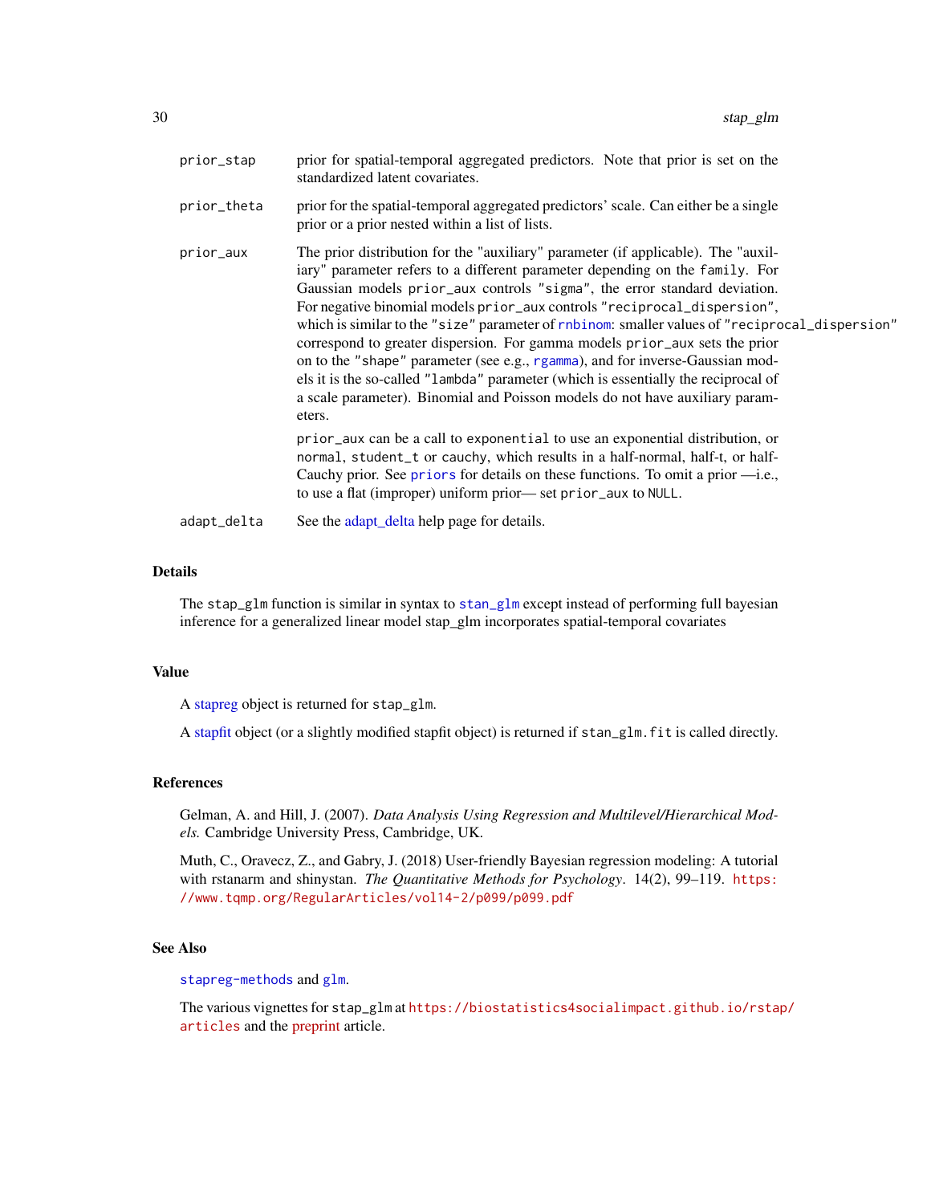| | |
|---|---|
| prior_stap | prior for spatial-temporal aggregated predictors. Note that prior is set on the standardized latent covariates. |
| prior_theta | prior for the spatial-temporal aggregated predictors' scale. Can either be a single prior or a prior nested within a list of lists. |
| prior_aux | The prior distribution for the "auxiliary" parameter (if applicable). The "auxiliary" parameter refers to a different parameter depending on the family. For Gaussian models prior_aux controls "sigma", the error standard deviation. For negative binomial models prior_aux controls "reciprocal_dispersion", which is similar to the "size" parameter of rnbinom: smaller values of "reciprocal_dispersion" correspond to greater dispersion. For gamma models prior_aux sets the prior on to the "shape" parameter (see e.g., rgamma), and for inverse-Gaussian models it is the so-called "lambda" parameter (which is essentially the reciprocal of a scale parameter). Binomial and Poisson models do not have auxiliary parameters.<br><br>prior_aux can be a call to exponential to use an exponential distribution, or normal, student_t or cauchy, which results in a half-normal, half-t, or half-Cauchy prior. See priors for details on these functions. To omit a prior —i.e., to use a flat (improper) uniform prior— set prior_aux to NULL. |
| adapt_delta | See the adapt_delta help page for details. |

## Details

The stap_glm function is similar in syntax to stan_glm except instead of performing full bayesian inference for a generalized linear model stap_glm incorporates spatial-temporal covariates

## Value

A stapreg object is returned for stap_glm.

A stapfit object (or a slightly modified stapfit object) is returned if stan_glm.fit is called directly.

## References

Gelman, A. and Hill, J. (2007). *Data Analysis Using Regression and Multilevel/Hierarchical Models.* Cambridge University Press, Cambridge, UK.

Muth, C., Oravecz, Z., and Gabry, J. (2018) User-friendly Bayesian regression modeling: A tutorial with rstanarm and shinystan. *The Quantitative Methods for Psychology*. 14(2), 99–119. https://www.tqmp.org/RegularArticles/vol14-2/p099/p099.pdf

## See Also

stapreg-methods and glm.

The various vignettes for stap_glm at https://biostatistics4socialimpact.github.io/rstap/articles and the preprint article.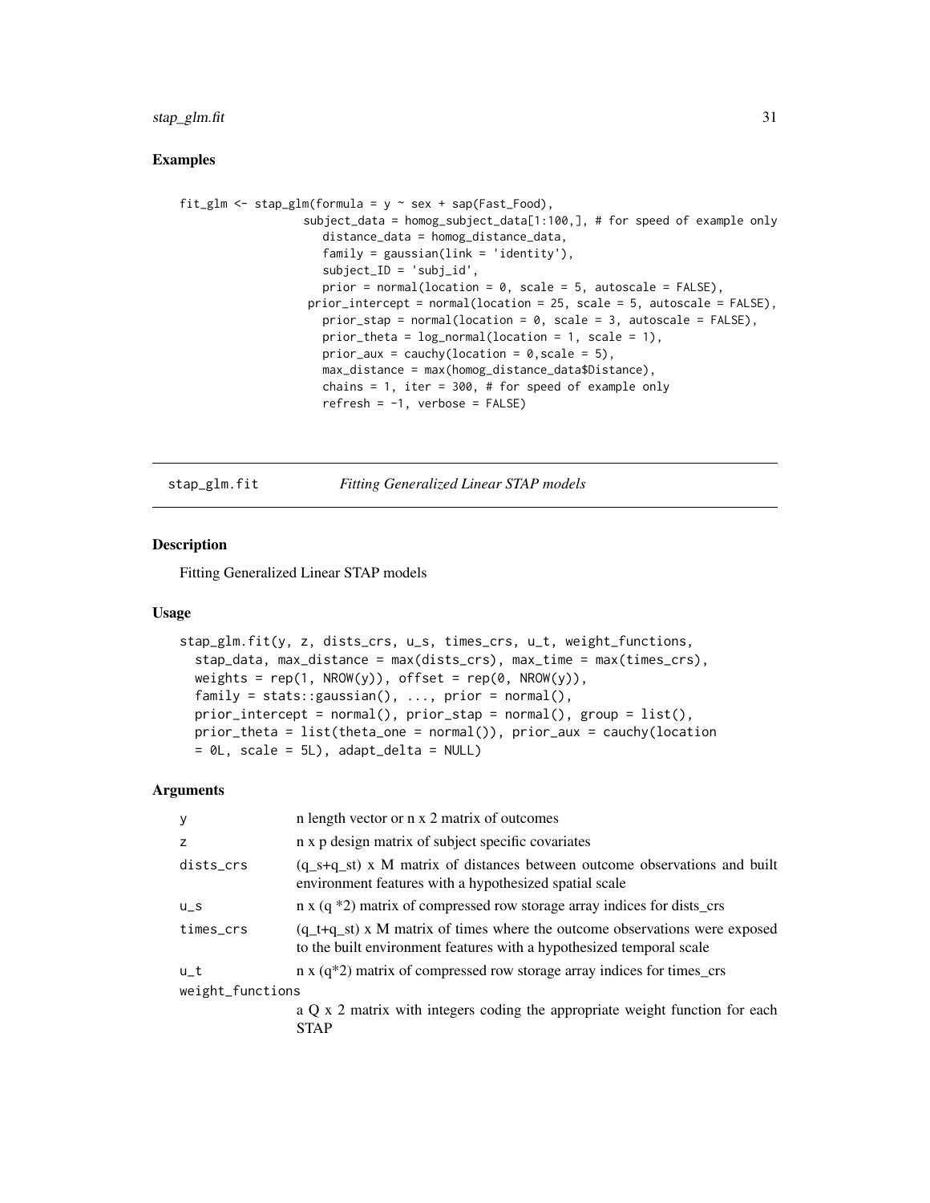## Examples

```
fit_glm <- stap_glm(formula = y ~ sex + sap(Fast_Food),
                   subject_data = homog_subject_data[1:100,], # for speed of example only
                     distance_data = homog_distance_data,
                     family = gaussian(link = 'identity'),
                     subject_ID = 'subj_id',
                     prior = normal(location = 0, scale = 5, autoscale = FALSE),
                   prior_intercept = normal(location = 25, scale = 5, autoscale = FALSE),
                     prior_stap = normal(location = 0, scale = 3, autoscale = FALSE),
                     prior_theta = log_normal(location = 1, scale = 1),
                     prior_aux = cauchy(location = 0,scale = 5),
                     max_distance = max(homog_distance_data$Distance),
                     chains = 1, iter = 300, # for speed of example only
                     refresh = -1, verbose = FALSE)
```

---

# stap_glm.fit &nbsp;&nbsp;&nbsp;&nbsp; *Fitting Generalized Linear STAP models*

## Description

Fitting Generalized Linear STAP models

## Usage

```
stap_glm.fit(y, z, dists_crs, u_s, times_crs, u_t, weight_functions,
  stap_data, max_distance = max(dists_crs), max_time = max(times_crs),
  weights = rep(1, NROW(y)), offset = rep(0, NROW(y)),
  family = stats::gaussian(), ..., prior = normal(),
  prior_intercept = normal(), prior_stap = normal(), group = list(),
  prior_theta = list(theta_one = normal()), prior_aux = cauchy(location
  = 0L, scale = 5L), adapt_delta = NULL)
```

## Arguments

| | |
|---|---|
| y | n length vector or n x 2 matrix of outcomes |
| z | n x p design matrix of subject specific covariates |
| dists_crs | (q_s+q_st) x M matrix of distances between outcome observations and built environment features with a hypothesized spatial scale |
| u_s | n x (q *2) matrix of compressed row storage array indices for dists_crs |
| times_crs | (q_t+q_st) x M matrix of times where the outcome observations were exposed to the built environment features with a hypothesized temporal scale |
| u_t | n x (q*2) matrix of compressed row storage array indices for times_crs |
| weight_functions | a Q x 2 matrix with integers coding the appropriate weight function for each STAP |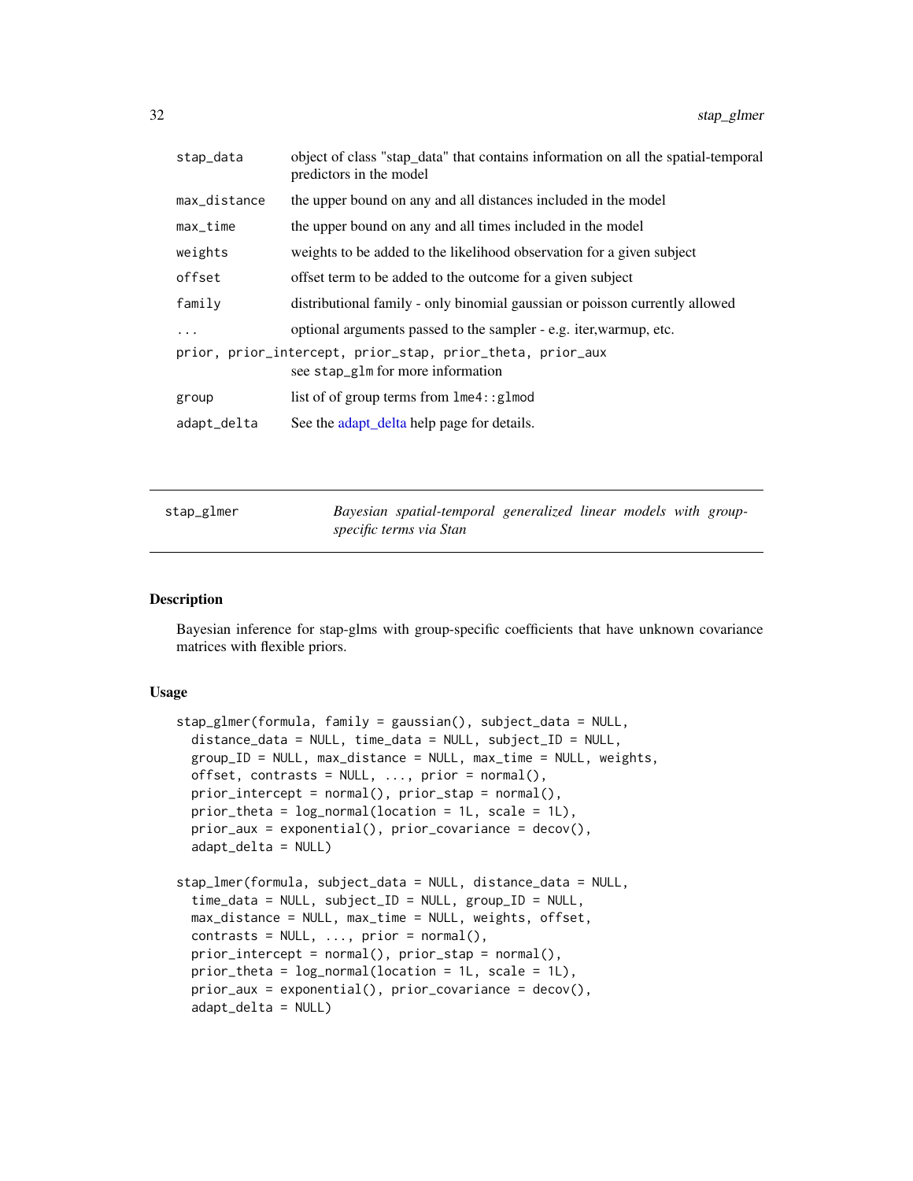| | |
|---|---|
| stap_data | object of class "stap_data" that contains information on all the spatial-temporal predictors in the model |
| max_distance | the upper bound on any and all distances included in the model |
| max_time | the upper bound on any and all times included in the model |
| weights | weights to be added to the likelihood observation for a given subject |
| offset | offset term to be added to the outcome for a given subject |
| family | distributional family - only binomial gaussian or poisson currently allowed |
| ... | optional arguments passed to the sampler - e.g. iter,warmup, etc. |
| prior, prior_intercept, prior_stap, prior_theta, prior_aux | see stap_glm for more information |
| group | list of of group terms from lme4::glmod |
| adapt_delta | See the adapt_delta help page for details. |

---

## stap_glmer — *Bayesian spatial-temporal generalized linear models with group-specific terms via Stan*

### Description

Bayesian inference for stap-glms with group-specific coefficients that have unknown covariance matrices with flexible priors.

### Usage

```
stap_glmer(formula, family = gaussian(), subject_data = NULL,
  distance_data = NULL, time_data = NULL, subject_ID = NULL,
  group_ID = NULL, max_distance = NULL, max_time = NULL, weights,
  offset, contrasts = NULL, ..., prior = normal(),
  prior_intercept = normal(), prior_stap = normal(),
  prior_theta = log_normal(location = 1L, scale = 1L),
  prior_aux = exponential(), prior_covariance = decov(),
  adapt_delta = NULL)

stap_lmer(formula, subject_data = NULL, distance_data = NULL,
  time_data = NULL, subject_ID = NULL, group_ID = NULL,
  max_distance = NULL, max_time = NULL, weights, offset,
  contrasts = NULL, ..., prior = normal(),
  prior_intercept = normal(), prior_stap = normal(),
  prior_theta = log_normal(location = 1L, scale = 1L),
  prior_aux = exponential(), prior_covariance = decov(),
  adapt_delta = NULL)
```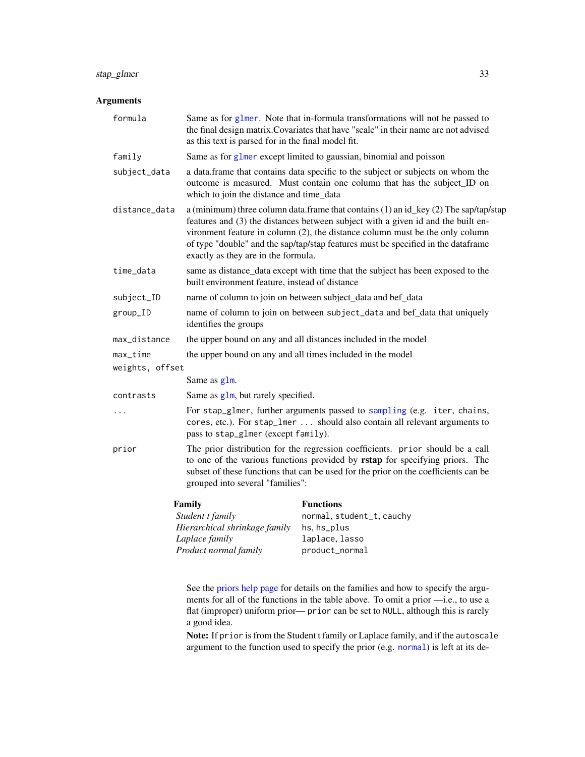## Arguments

- `formula` — Same as for `glmer`. Note that in-formula transformations will not be passed to the final design matrix.Covariates that have "scale" in their name are not advised as this text is parsed for in the final model fit.
- `family` — Same as for `glmer` except limited to gaussian, binomial and poisson
- `subject_data` — a data.frame that contains data specific to the subject or subjects on whom the outcome is measured. Must contain one column that has the subject_ID on which to join the distance and time_data
- `distance_data` — a (minimum) three column data.frame that contains (1) an id_key (2) The sap/tap/stap features and (3) the distances between subject with a given id and the built environment feature in column (2), the distance column must be the only column of type "double" and the sap/tap/stap features must be specified in the dataframe exactly as they are in the formula.
- `time_data` — same as distance_data except with time that the subject has been exposed to the built environment feature, instead of distance
- `subject_ID` — name of column to join on between subject_data and bef_data
- `group_ID` — name of column to join on between `subject_data` and bef_data that uniquely identifies the groups
- `max_distance` — the upper bound on any and all distances included in the model
- `max_time` — the upper bound on any and all times included in the model
- `weights, offset` — Same as `glm`.
- `contrasts` — Same as `glm`, but rarely specified.
- `...` — For `stap_glmer`, further arguments passed to `sampling` (e.g. `iter`, `chains`, `cores`, etc.). For `stap_lmer ...` should also contain all relevant arguments to pass to `stap_glmer` (except `family`).
- `prior` — The prior distribution for the regression coefficients. `prior` should be a call to one of the various functions provided by **rstap** for specifying priors. The subset of these functions that can be used for the prior on the coefficients can be grouped into several "families":

| Family | Functions |
|---|---|
| *Student t family* | `normal`, `student_t`, `cauchy` |
| *Hierarchical shrinkage family* | `hs`, `hs_plus` |
| *Laplace family* | `laplace`, `lasso` |
| *Product normal family* | `product_normal` |

  See the priors help page for details on the families and how to specify the arguments for all of the functions in the table above. To omit a prior —i.e., to use a flat (improper) uniform prior— `prior` can be set to `NULL`, although this is rarely a good idea.

  **Note:** If `prior` is from the Student t family or Laplace family, and if the `autoscale` argument to the function used to specify the prior (e.g. `normal`) is left at its de-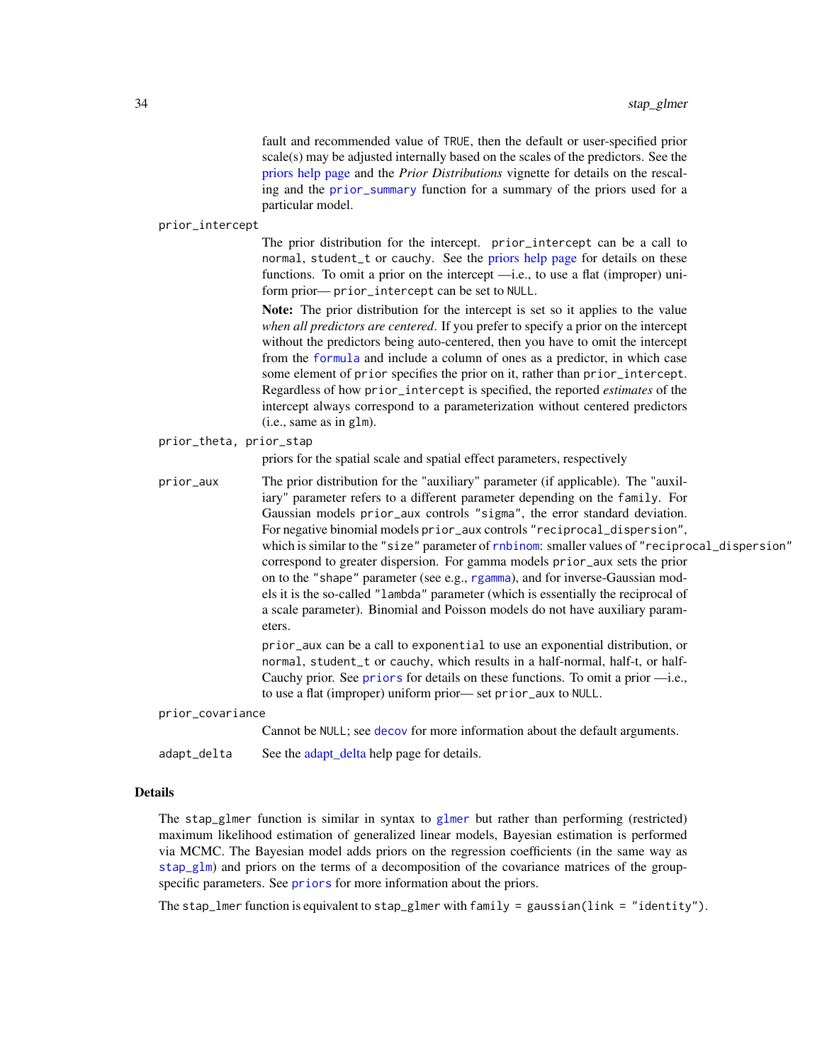fault and recommended value of `TRUE`, then the default or user-specified prior scale(s) may be adjusted internally based on the scales of the predictors. See the priors help page and the *Prior Distributions* vignette for details on the rescaling and the `prior_summary` function for a summary of the priors used for a particular model.

`prior_intercept`
: The prior distribution for the intercept. `prior_intercept` can be a call to `normal`, `student_t` or `cauchy`. See the priors help page for details on these functions. To omit a prior on the intercept —i.e., to use a flat (improper) uniform prior— `prior_intercept` can be set to `NULL`.

  **Note:** The prior distribution for the intercept is set so it applies to the value *when all predictors are centered*. If you prefer to specify a prior on the intercept without the predictors being auto-centered, then you have to omit the intercept from the `formula` and include a column of ones as a predictor, in which case some element of `prior` specifies the prior on it, rather than `prior_intercept`. Regardless of how `prior_intercept` is specified, the reported *estimates* of the intercept always correspond to a parameterization without centered predictors (i.e., same as in `glm`).

`prior_theta, prior_stap`
: priors for the spatial scale and spatial effect parameters, respectively

`prior_aux`
: The prior distribution for the "auxiliary" parameter (if applicable). The "auxiliary" parameter refers to a different parameter depending on the `family`. For Gaussian models `prior_aux` controls `"sigma"`, the error standard deviation. For negative binomial models `prior_aux` controls `"reciprocal_dispersion"`, which is similar to the `"size"` parameter of `rnbinom`: smaller values of `"reciprocal_dispersion"` correspond to greater dispersion. For gamma models `prior_aux` sets the prior on to the `"shape"` parameter (see e.g., `rgamma`), and for inverse-Gaussian models it is the so-called `"lambda"` parameter (which is essentially the reciprocal of a scale parameter). Binomial and Poisson models do not have auxiliary parameters.

  `prior_aux` can be a call to `exponential` to use an exponential distribution, or `normal`, `student_t` or `cauchy`, which results in a half-normal, half-t, or half-Cauchy prior. See `priors` for details on these functions. To omit a prior —i.e., to use a flat (improper) uniform prior— set `prior_aux` to `NULL`.

`prior_covariance`
: Cannot be `NULL`; see `decov` for more information about the default arguments.

`adapt_delta`
: See the adapt_delta help page for details.

## Details

The `stap_glmer` function is similar in syntax to `glmer` but rather than performing (restricted) maximum likelihood estimation of generalized linear models, Bayesian estimation is performed via MCMC. The Bayesian model adds priors on the regression coefficients (in the same way as `stap_glm`) and priors on the terms of a decomposition of the covariance matrices of the group-specific parameters. See `priors` for more information about the priors.

The `stap_lmer` function is equivalent to `stap_glmer` with `family = gaussian(link = "identity")`.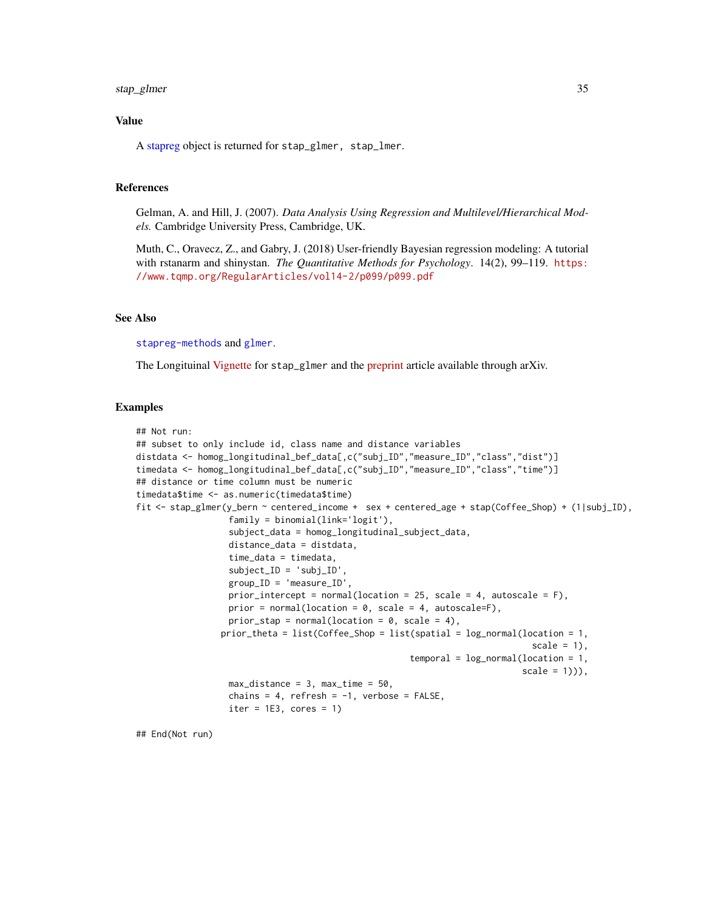## Value

A stapreg object is returned for `stap_glmer, stap_lmer`.

## References

Gelman, A. and Hill, J. (2007). *Data Analysis Using Regression and Multilevel/Hierarchical Models.* Cambridge University Press, Cambridge, UK.

Muth, C., Oravecz, Z., and Gabry, J. (2018) User-friendly Bayesian regression modeling: A tutorial with rstanarm and shinystan. *The Quantitative Methods for Psychology*. 14(2), 99–119. https://www.tqmp.org/RegularArticles/vol14-2/p099/p099.pdf

## See Also

`stapreg-methods` and `glmer`.

The Longituinal Vignette for `stap_glmer` and the preprint article available through arXiv.

## Examples

```
## Not run:
## subset to only include id, class name and distance variables
distdata <- homog_longitudinal_bef_data[,c("subj_ID","measure_ID","class","dist")]
timedata <- homog_longitudinal_bef_data[,c("subj_ID","measure_ID","class","time")]
## distance or time column must be numeric
timedata$time <- as.numeric(timedata$time)
fit <- stap_glmer(y_bern ~ centered_income +  sex + centered_age + stap(Coffee_Shop) + (1|subj_ID),
                  family = binomial(link='logit'),
                  subject_data = homog_longitudinal_subject_data,
                  distance_data = distdata,
                  time_data = timedata,
                  subject_ID = 'subj_ID',
                  group_ID = 'measure_ID',
                  prior_intercept = normal(location = 25, scale = 4, autoscale = F),
                  prior = normal(location = 0, scale = 4, autoscale=F),
                  prior_stap = normal(location = 0, scale = 4),
                 prior_theta = list(Coffee_Shop = list(spatial = log_normal(location = 1,
                                                                             scale = 1),
                                                      temporal = log_normal(location = 1,
                                                                            scale = 1))),
                  max_distance = 3, max_time = 50,
                  chains = 4, refresh = -1, verbose = FALSE,
                  iter = 1E3, cores = 1)

## End(Not run)
```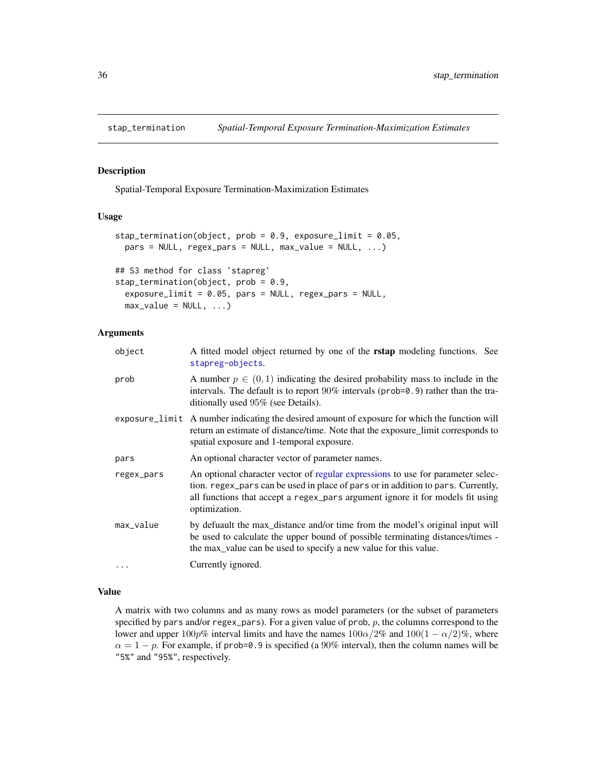# stap_termination — Spatial-Temporal Exposure Termination-Maximization Estimates

## Description

Spatial-Temporal Exposure Termination-Maximization Estimates

## Usage

```
stap_termination(object, prob = 0.9, exposure_limit = 0.05,
  pars = NULL, regex_pars = NULL, max_value = NULL, ...)

## S3 method for class 'stapreg'
stap_termination(object, prob = 0.9,
  exposure_limit = 0.05, pars = NULL, regex_pars = NULL,
  max_value = NULL, ...)
```

## Arguments

| | |
|---|---|
| `object` | A fitted model object returned by one of the **rstap** modeling functions. See `stapreg-objects`. |
| `prob` | A number $p \in (0, 1)$ indicating the desired probability mass to include in the intervals. The default is to report 90% intervals (`prob=0.9`) rather than the traditionally used 95% (see Details). |
| `exposure_limit` | A number indicating the desired amount of exposure for which the function will return an estimate of distance/time. Note that the exposure_limit corresponds to spatial exposure and 1-temporal exposure. |
| `pars` | An optional character vector of parameter names. |
| `regex_pars` | An optional character vector of regular expressions to use for parameter selection. `regex_pars` can be used in place of `pars` or in addition to `pars`. Currently, all functions that accept a `regex_pars` argument ignore it for models fit using optimization. |
| `max_value` | by defuault the max_distance and/or time from the model's original input will be used to calculate the upper bound of possible terminating distances/times - the max_value can be used to specify a new value for this value. |
| `...` | Currently ignored. |

## Value

A matrix with two columns and as many rows as model parameters (or the subset of parameters specified by `pars` and/or `regex_pars`). For a given value of `prob`, $p$, the columns correspond to the lower and upper $100p\%$ interval limits and have the names $100\alpha/2\%$ and $100(1 - \alpha/2)\%$, where $\alpha = 1 - p$. For example, if `prob=0.9` is specified (a 90% interval), then the column names will be `"5%"` and `"95%"`, respectively.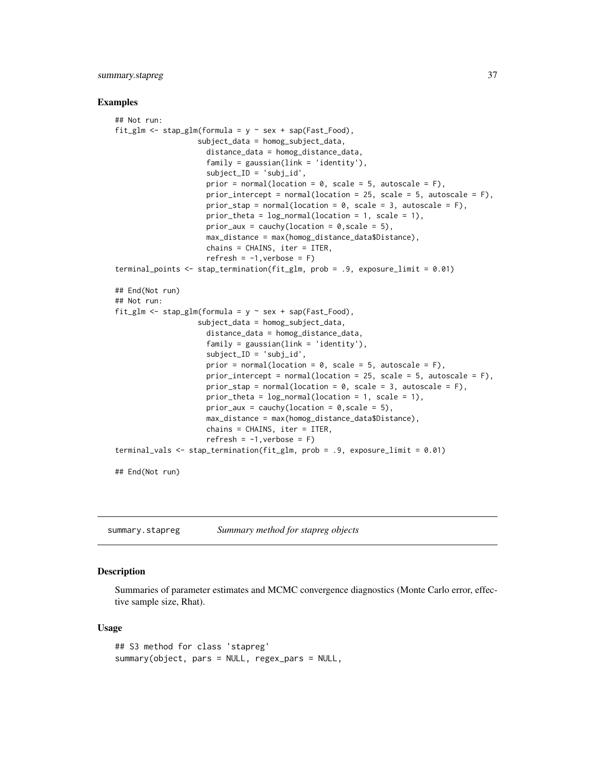### Examples

```
## Not run:
fit_glm <- stap_glm(formula = y ~ sex + sap(Fast_Food),
                   subject_data = homog_subject_data,
                     distance_data = homog_distance_data,
                     family = gaussian(link = 'identity'),
                     subject_ID = 'subj_id',
                     prior = normal(location = 0, scale = 5, autoscale = F),
                     prior_intercept = normal(location = 25, scale = 5, autoscale = F),
                     prior_stap = normal(location = 0, scale = 3, autoscale = F),
                     prior_theta = log_normal(location = 1, scale = 1),
                     prior_aux = cauchy(location = 0,scale = 5),
                     max_distance = max(homog_distance_data$Distance),
                     chains = CHAINS, iter = ITER,
                     refresh = -1,verbose = F)
terminal_points <- stap_termination(fit_glm, prob = .9, exposure_limit = 0.01)

## End(Not run)
## Not run:
fit_glm <- stap_glm(formula = y ~ sex + sap(Fast_Food),
                   subject_data = homog_subject_data,
                     distance_data = homog_distance_data,
                     family = gaussian(link = 'identity'),
                     subject_ID = 'subj_id',
                     prior = normal(location = 0, scale = 5, autoscale = F),
                     prior_intercept = normal(location = 25, scale = 5, autoscale = F),
                     prior_stap = normal(location = 0, scale = 3, autoscale = F),
                     prior_theta = log_normal(location = 1, scale = 1),
                     prior_aux = cauchy(location = 0,scale = 5),
                     max_distance = max(homog_distance_data$Distance),
                     chains = CHAINS, iter = ITER,
                     refresh = -1,verbose = F)
terminal_vals <- stap_termination(fit_glm, prob = .9, exposure_limit = 0.01)

## End(Not run)
```

---

## summary.stapreg — *Summary method for stapreg objects*

### Description

Summaries of parameter estimates and MCMC convergence diagnostics (Monte Carlo error, effective sample size, Rhat).

### Usage

```
## S3 method for class 'stapreg'
summary(object, pars = NULL, regex_pars = NULL,
```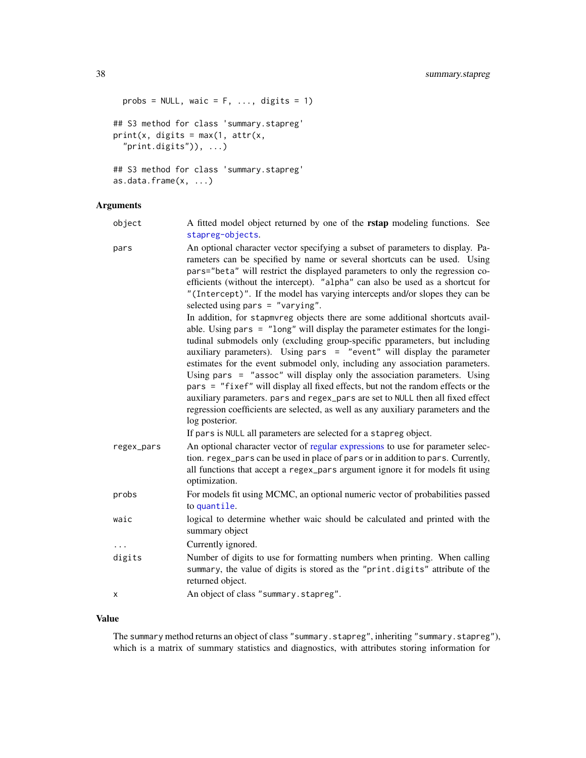```
  probs = NULL, waic = F, ..., digits = 1)

## S3 method for class 'summary.stapreg'
print(x, digits = max(1, attr(x,
  "print.digits")), ...)

## S3 method for class 'summary.stapreg'
as.data.frame(x, ...)
```

## Arguments

| | |
|---|---|
| `object` | A fitted model object returned by one of the **rstap** modeling functions. See `stapreg-objects`. |
| `pars` | An optional character vector specifying a subset of parameters to display. Parameters can be specified by name or several shortcuts can be used. Using `pars="beta"` will restrict the displayed parameters to only the regression coefficients (without the intercept). `"alpha"` can also be used as a shortcut for `"(Intercept)"`. If the model has varying intercepts and/or slopes they can be selected using `pars = "varying"`. <br> In addition, for `stapmvreg` objects there are some additional shortcuts available. Using `pars = "long"` will display the parameter estimates for the longitudinal submodels only (excluding group-specific pparameters, but including auxiliary parameters). Using `pars = "event"` will display the parameter estimates for the event submodel only, including any association parameters. Using `pars = "assoc"` will display only the association parameters. Using `pars = "fixef"` will display all fixed effects, but not the random effects or the auxiliary parameters. `pars` and `regex_pars` are set to `NULL` then all fixed effect regression coefficients are selected, as well as any auxiliary parameters and the log posterior. <br> If `pars` is `NULL` all parameters are selected for a `stapreg` object. |
| `regex_pars` | An optional character vector of regular expressions to use for parameter selection. `regex_pars` can be used in place of `pars` or in addition to `pars`. Currently, all functions that accept a `regex_pars` argument ignore it for models fit using optimization. |
| `probs` | For models fit using MCMC, an optional numeric vector of probabilities passed to `quantile`. |
| `waic` | logical to determine whether waic should be calculated and printed with the summary object |
| `...` | Currently ignored. |
| `digits` | Number of digits to use for formatting numbers when printing. When calling `summary`, the value of digits is stored as the `"print.digits"` attribute of the returned object. |
| `x` | An object of class `"summary.stapreg"`. |

## Value

The `summary` method returns an object of class `"summary.stapreg"`, inheriting `"summary.stapreg"`), which is a matrix of summary statistics and diagnostics, with attributes storing information for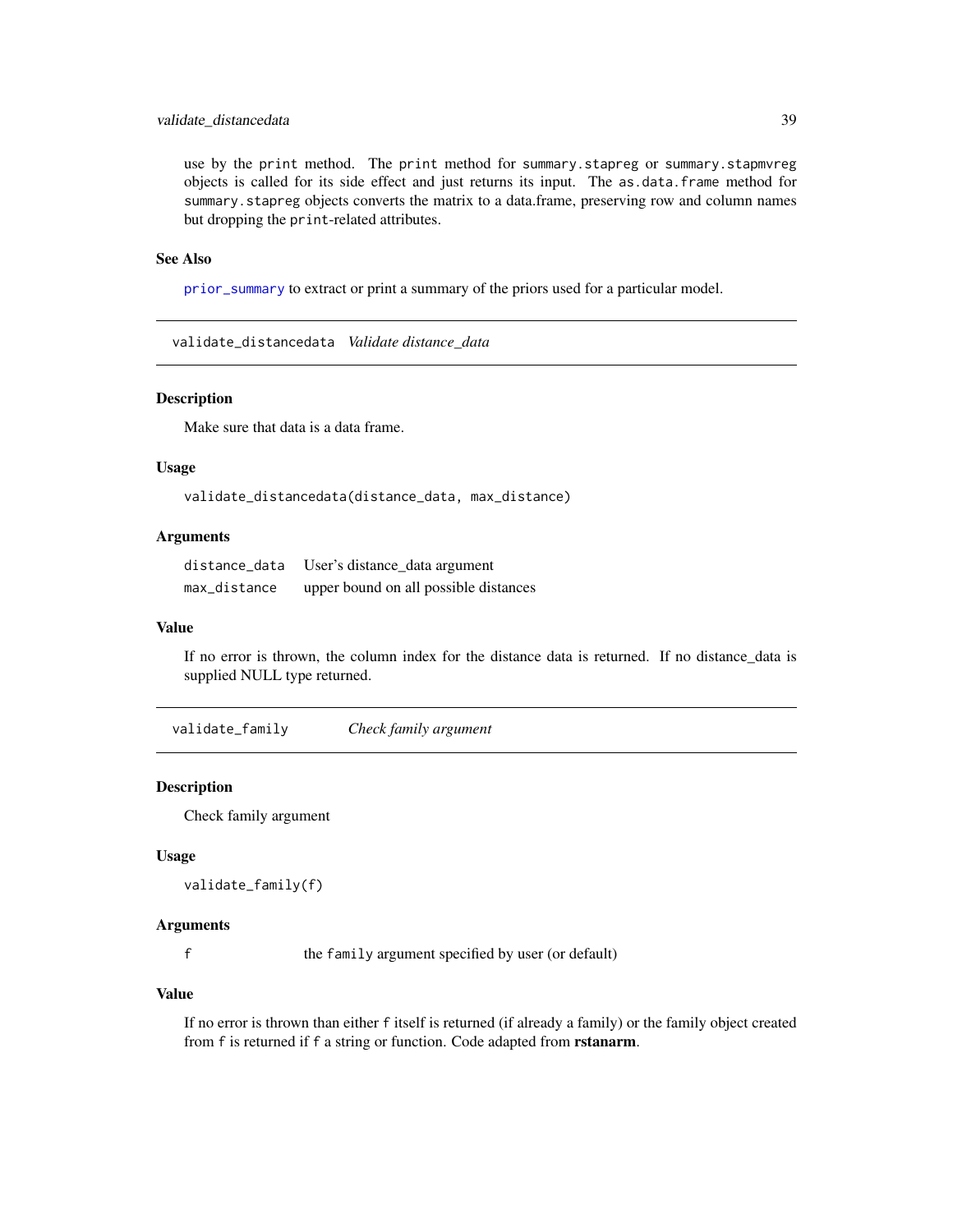use by the `print` method. The `print` method for `summary.stapreg` or `summary.stapmvreg` objects is called for its side effect and just returns its input. The `as.data.frame` method for `summary.stapreg` objects converts the matrix to a data.frame, preserving row and column names but dropping the `print`-related attributes.

### See Also

`prior_summary` to extract or print a summary of the priors used for a particular model.

---

## validate_distancedata *Validate distance_data*

### Description

Make sure that data is a data frame.

### Usage

```
validate_distancedata(distance_data, max_distance)
```

### Arguments

| | |
|---|---|
| `distance_data` | User's distance_data argument |
| `max_distance` | upper bound on all possible distances |

### Value

If no error is thrown, the column index for the distance data is returned. If no distance_data is supplied NULL type returned.

---

## validate_family *Check family argument*

### Description

Check family argument

### Usage

```
validate_family(f)
```

### Arguments

| | |
|---|---|
| `f` | the `family` argument specified by user (or default) |

### Value

If no error is thrown than either `f` itself is returned (if already a family) or the family object created from `f` is returned if `f` a string or function. Code adapted from **rstanarm**.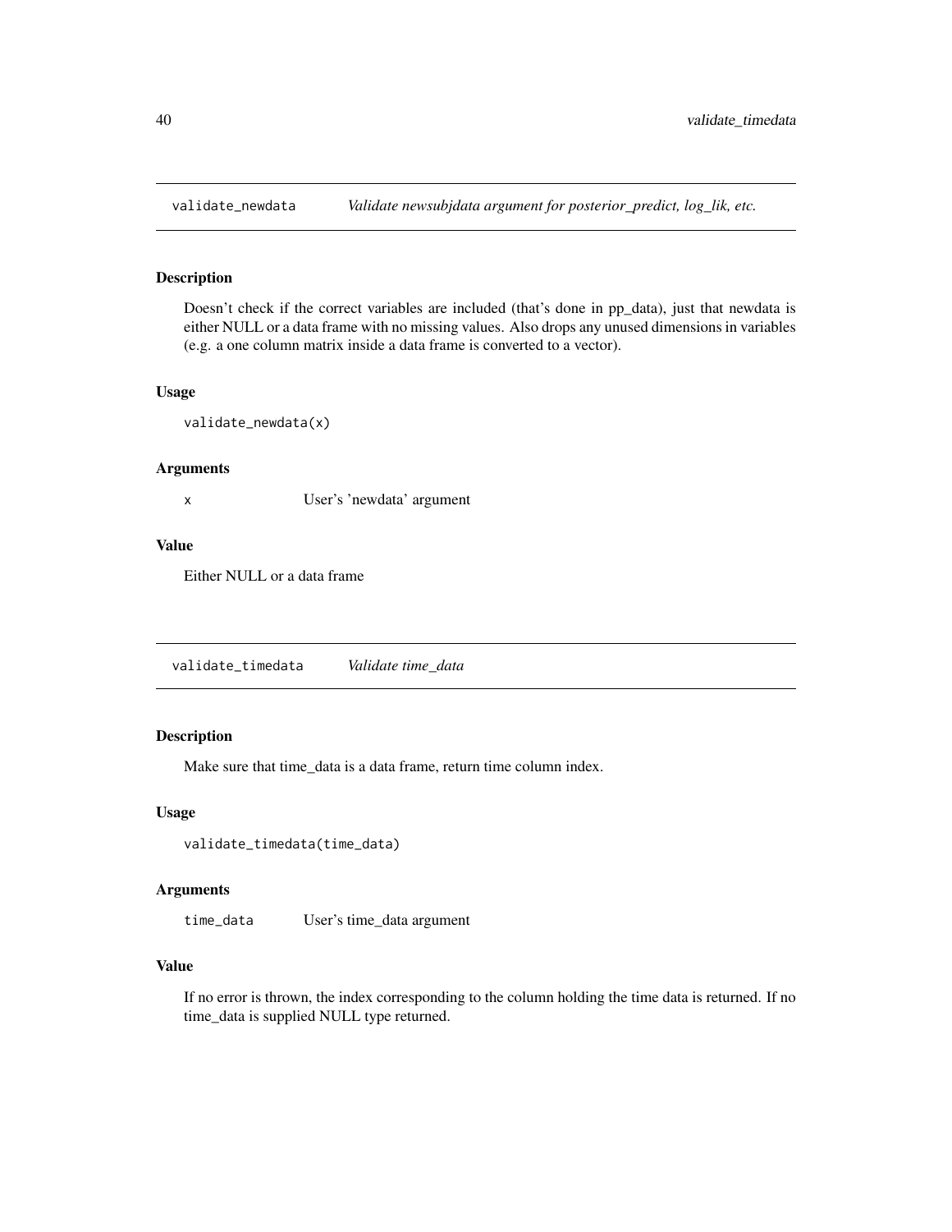## validate_newdata *Validate newsubjdata argument for posterior_predict, log_lik, etc.*

### Description

Doesn't check if the correct variables are included (that's done in pp_data), just that newdata is either NULL or a data frame with no missing values. Also drops any unused dimensions in variables (e.g. a one column matrix inside a data frame is converted to a vector).

### Usage

```
validate_newdata(x)
```

### Arguments

| | |
|---|---|
| x | User's 'newdata' argument |

### Value

Either NULL or a data frame

## validate_timedata *Validate time_data*

### Description

Make sure that time_data is a data frame, return time column index.

### Usage

```
validate_timedata(time_data)
```

### Arguments

| | |
|---|---|
| time_data | User's time_data argument |

### Value

If no error is thrown, the index corresponding to the column holding the time data is returned. If no time_data is supplied NULL type returned.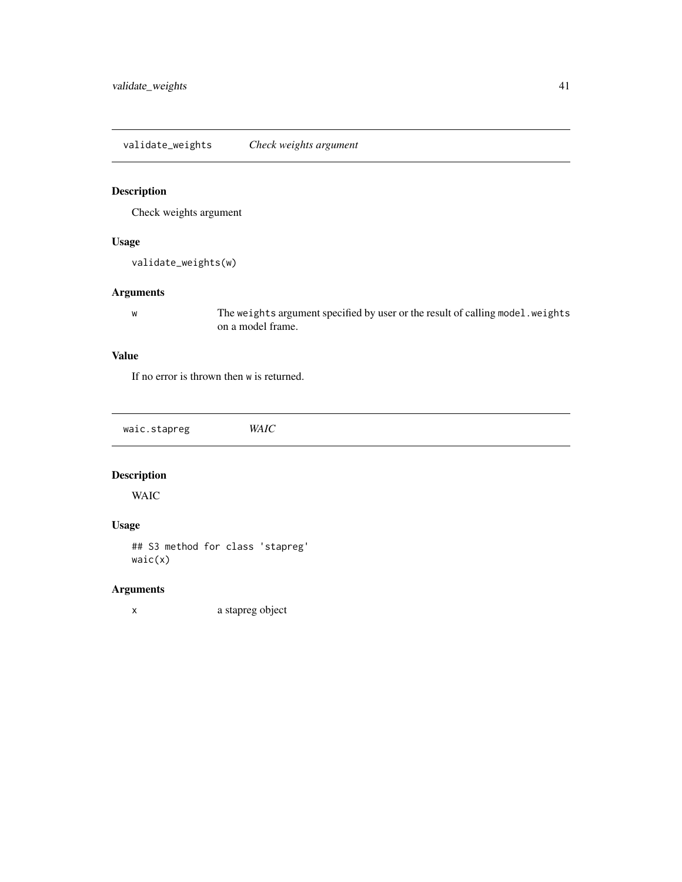## validate_weights *Check weights argument*

### Description

Check weights argument

### Usage

```
validate_weights(w)
```

### Arguments

| | |
|---|---|
| w | The `weights` argument specified by user or the result of calling `model.weights` on a model frame. |

### Value

If no error is thrown then `w` is returned.

## waic.stapreg *WAIC*

### Description

WAIC

### Usage

```
## S3 method for class 'stapreg'
waic(x)
```

### Arguments

| | |
|---|---|
| x | a stapreg object |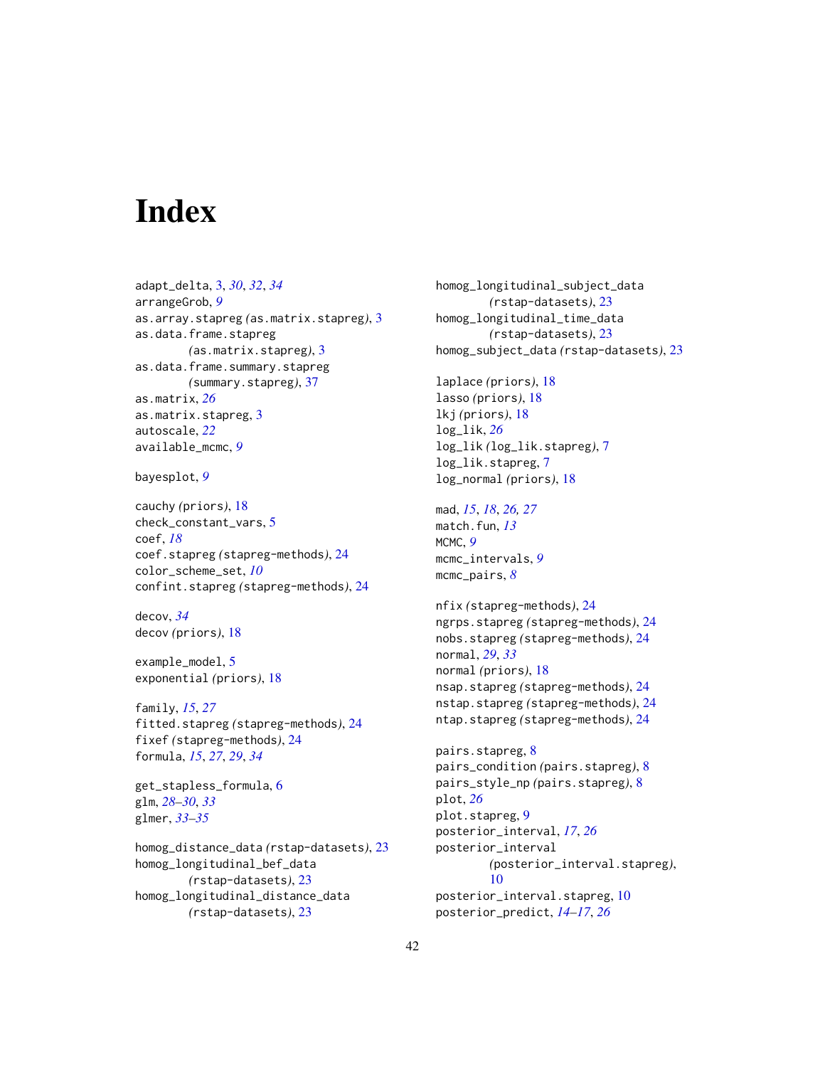# Index

adapt_delta, 3, *30*, *32*, *34*
arrangeGrob, *9*
as.array.stapreg *(*as.matrix.stapreg*)*, 3
as.data.frame.stapreg *(*as.matrix.stapreg*)*, 3
as.data.frame.summary.stapreg *(*summary.stapreg*)*, 37
as.matrix, *26*
as.matrix.stapreg, 3
autoscale, *22*
available_mcmc, *9*

bayesplot, *9*

cauchy *(*priors*)*, 18
check_constant_vars, 5
coef, *18*
coef.stapreg *(*stapreg-methods*)*, 24
color_scheme_set, *10*
confint.stapreg *(*stapreg-methods*)*, 24

decov, *34*
decov *(*priors*)*, 18

example_model, 5
exponential *(*priors*)*, 18

family, *15*, *27*
fitted.stapreg *(*stapreg-methods*)*, 24
fixef *(*stapreg-methods*)*, 24
formula, *15*, *27*, *29*, *34*

get_stapless_formula, 6
glm, *28–30*, *33*
glmer, *33–35*

homog_distance_data *(*rstap-datasets*)*, 23
homog_longitudinal_bef_data *(*rstap-datasets*)*, 23
homog_longitudinal_distance_data *(*rstap-datasets*)*, 23
homog_longitudinal_subject_data *(*rstap-datasets*)*, 23
homog_longitudinal_time_data *(*rstap-datasets*)*, 23
homog_subject_data *(*rstap-datasets*)*, 23

laplace *(*priors*)*, 18
lasso *(*priors*)*, 18
lkj *(*priors*)*, 18
log_lik, *26*
log_lik *(*log_lik.stapreg*)*, 7
log_lik.stapreg, 7
log_normal *(*priors*)*, 18

mad, *15*, *18*, *26*, *27*
match.fun, *13*
MCMC, *9*
mcmc_intervals, *9*
mcmc_pairs, *8*

nfix *(*stapreg-methods*)*, 24
ngrps.stapreg *(*stapreg-methods*)*, 24
nobs.stapreg *(*stapreg-methods*)*, 24
normal, *29*, *33*
normal *(*priors*)*, 18
nsap.stapreg *(*stapreg-methods*)*, 24
nstap.stapreg *(*stapreg-methods*)*, 24
ntap.stapreg *(*stapreg-methods*)*, 24

pairs.stapreg, 8
pairs_condition *(*pairs.stapreg*)*, 8
pairs_style_np *(*pairs.stapreg*)*, 8
plot, *26*
plot.stapreg, 9
posterior_interval, *17*, *26*
posterior_interval *(*posterior_interval.stapreg*)*, 10
posterior_interval.stapreg, 10
posterior_predict, *14–17*, *26*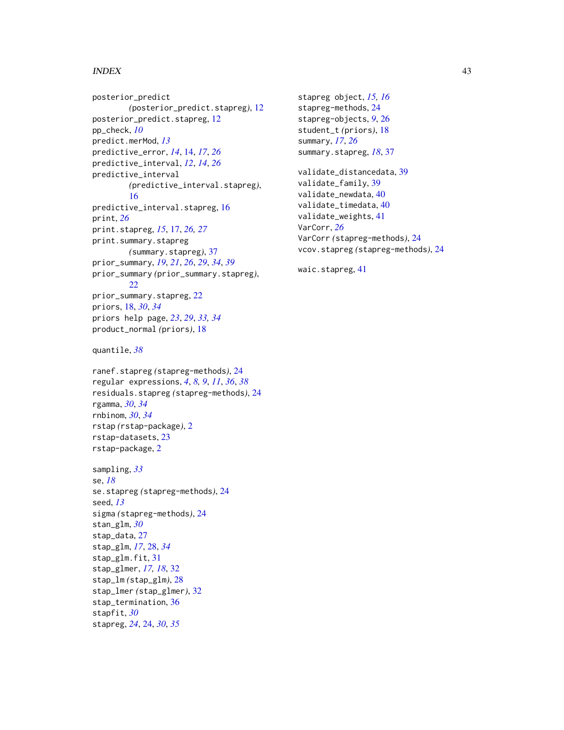posterior_predict
  *(*posterior_predict.stapreg*)*, 12
posterior_predict.stapreg, 12
pp_check, *10*
predict.merMod, *13*
predictive_error, *14*, 14, *17*, *26*
predictive_interval, *12*, *14*, *26*
predictive_interval
  *(*predictive_interval.stapreg*)*,
  16
predictive_interval.stapreg, 16
print, *26*
print.stapreg, *15*, 17, *26*, *27*
print.summary.stapreg
  *(*summary.stapreg*)*, 37
prior_summary, *19*, *21*, *26*, *29*, *34*, *39*
prior_summary *(*prior_summary.stapreg*)*,
  22
prior_summary.stapreg, 22
priors, 18, *30*, *34*
priors help page, *23*, *29*, *33, 34*
product_normal *(*priors*)*, 18

quantile, *38*

ranef.stapreg *(*stapreg-methods*)*, 24
regular expressions, *4*, *8, 9*, *11*, *36*, *38*
residuals.stapreg *(*stapreg-methods*)*, 24
rgamma, *30*, *34*
rnbinom, *30*, *34*
rstap *(*rstap-package*)*, 2
rstap-datasets, 23
rstap-package, 2

sampling, *33*
se, *18*
se.stapreg *(*stapreg-methods*)*, 24
seed, *13*
sigma *(*stapreg-methods*)*, 24
stan_glm, *30*
stap_data, 27
stap_glm, *17*, 28, *34*
stap_glm.fit, 31
stap_glmer, *17, 18*, 32
stap_lm *(*stap_glm*)*, 28
stap_lmer *(*stap_glmer*)*, 32
stap_termination, 36
stapfit, *30*
stapreg, *24*, 24, *30*, *35*
stapreg object, *15, 16*
stapreg-methods, 24
stapreg-objects, *9*, 26
student_t *(*priors*)*, 18
summary, *17*, *26*
summary.stapreg, *18*, 37

validate_distancedata, 39
validate_family, 39
validate_newdata, 40
validate_timedata, 40
validate_weights, 41
VarCorr, *26*
VarCorr *(*stapreg-methods*)*, 24
vcov.stapreg *(*stapreg-methods*)*, 24

waic.stapreg, 41